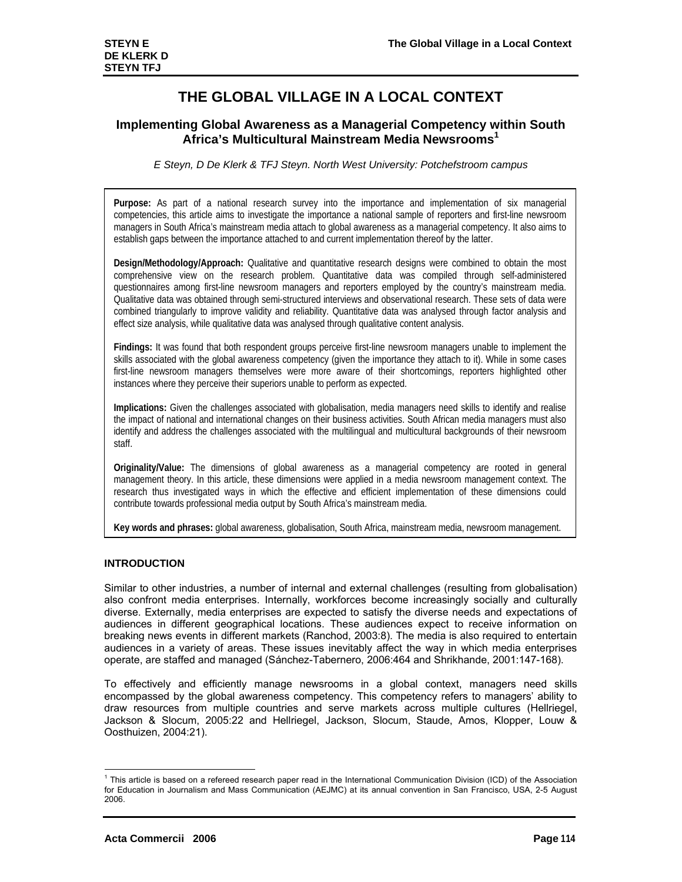# THE GLOBAL VILLAGE IN A LOCAL CONTEXT

## Implementing Global Awareness as a Managerial Competency within South Africa's Multicultural Mainstream Media Newsrooms[1]

*E Steyn, D De Klerk & TFJ Steyn. North West University: Potchefstroom campus*

**Purpose:** As part of a national research survey into the importance and implementation of six managerial competencies, this article aims to investigate the importance a national sample of reporters and first-line newsroom managers in South Africa's mainstream media attach to global awareness as a managerial competency. It also aims to establish gaps between the importance attached to and current implementation thereof by the latter.

**Design/Methodology/Approach:** Qualitative and quantitative research designs were combined to obtain the most comprehensive view on the research problem. Quantitative data was compiled through self-administered questionnaires among first-line newsroom managers and reporters employed by the country's mainstream media. Qualitative data was obtained through semi-structured interviews and observational research. These sets of data were combined triangularly to improve validity and reliability. Quantitative data was analysed through factor analysis and effect size analysis, while qualitative data was analysed through qualitative content analysis.

**Findings:** It was found that both respondent groups perceive first-line newsroom managers unable to implement the skills associated with the global awareness competency (given the importance they attach to it). While in some cases first-line newsroom managers themselves were more aware of their shortcomings, reporters highlighted other instances where they perceive their superiors unable to perform as expected.

**Implications:** Given the challenges associated with globalisation, media managers need skills to identify and realise the impact of national and international changes on their business activities. South African media managers must also identify and address the challenges associated with the multilingual and multicultural backgrounds of their newsroom staff.

**Originality/Value:** The dimensions of global awareness as a managerial competency are rooted in general management theory. In this article, these dimensions were applied in a media newsroom management context. The research thus investigated ways in which the effective and efficient implementation of these dimensions could contribute towards professional media output by South Africa's mainstream media.

**Key words and phrases:** global awareness, globalisation, South Africa, mainstream media, newsroom management.

### INTRODUCTION

Similar to other industries, a number of internal and external challenges (resulting from globalisation) also confront media enterprises. Internally, workforces become increasingly socially and culturally diverse. Externally, media enterprises are expected to satisfy the diverse needs and expectations of audiences in different geographical locations. These audiences expect to receive information on breaking news events in different markets (Ranchod, 2003:8). The media is also required to entertain audiences in a variety of areas. These issues inevitably affect the way in which media enterprises operate, are staffed and managed (Sánchez-Tabernero, 2006:464 and Shrikhande, 2001:147-168).

To effectively and efficiently manage newsrooms in a global context, managers need skills encompassed by the global awareness competency. This competency refers to managers' ability to draw resources from multiple countries and serve markets across multiple cultures (Hellriegel, Jackson & Slocum, 2005:22 and Hellriegel, Jackson, Slocum, Staude, Amos, Klopper, Louw & Oosthuizen, 2004:21).

[1] This article is based on a refereed research paper read in the International Communication Division (ICD) of the Association for Education in Journalism and Mass Communication (AEJMC) at its annual convention in San Francisco, USA, 2-5 August 2006.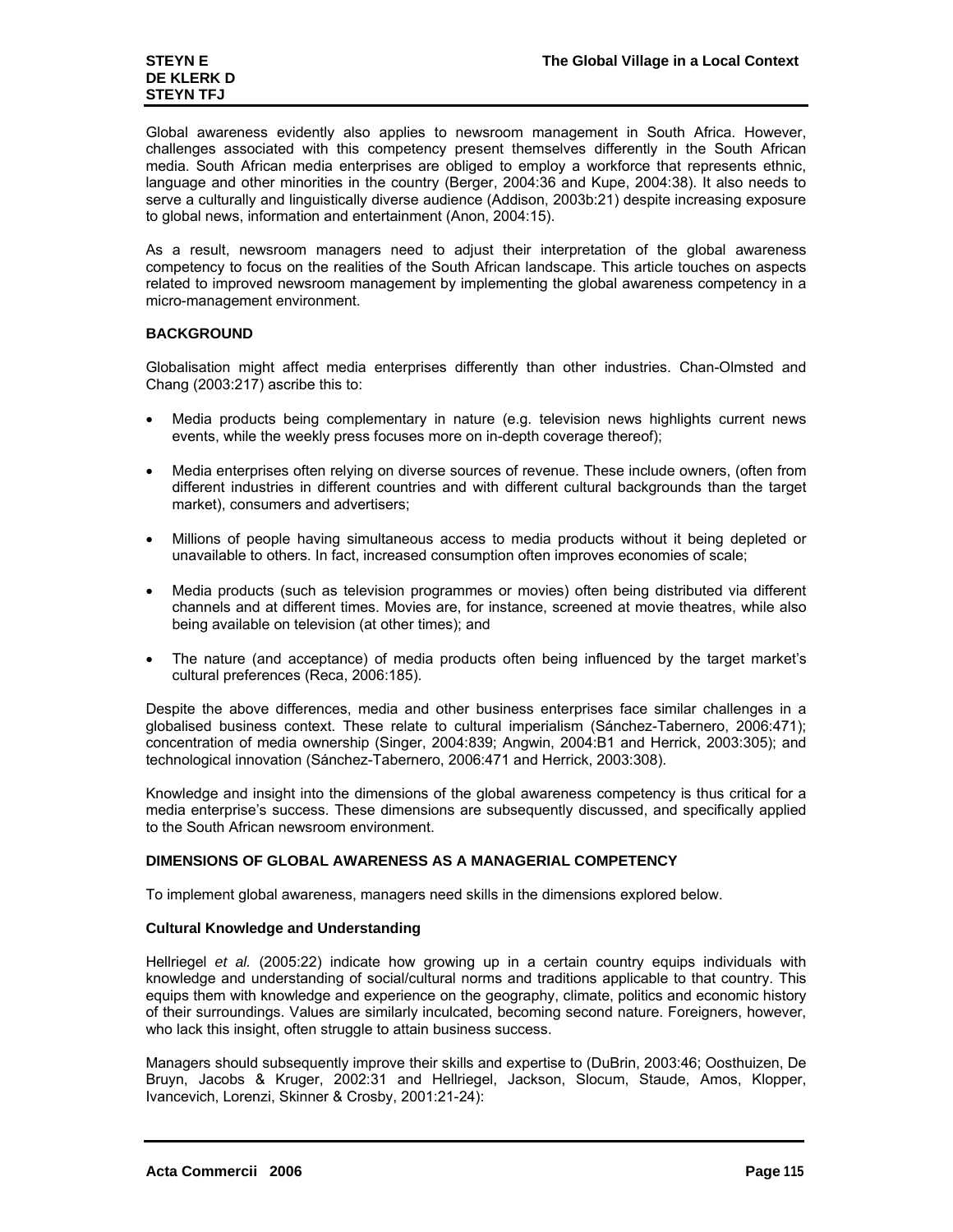Global awareness evidently also applies to newsroom management in South Africa. However, challenges associated with this competency present themselves differently in the South African media. South African media enterprises are obliged to employ a workforce that represents ethnic, language and other minorities in the country (Berger, 2004:36 and Kupe, 2004:38). It also needs to serve a culturally and linguistically diverse audience (Addison, 2003b:21) despite increasing exposure to global news, information and entertainment (Anon, 2004:15).

As a result, newsroom managers need to adjust their interpretation of the global awareness competency to focus on the realities of the South African landscape. This article touches on aspects related to improved newsroom management by implementing the global awareness competency in a micro-management environment.

## BACKGROUND

Globalisation might affect media enterprises differently than other industries. Chan-Olmsted and Chang (2003:217) ascribe this to:

- Media products being complementary in nature (e.g. television news highlights current news events, while the weekly press focuses more on in-depth coverage thereof);
- Media enterprises often relying on diverse sources of revenue. These include owners, (often from different industries in different countries and with different cultural backgrounds than the target market), consumers and advertisers;
- Millions of people having simultaneous access to media products without it being depleted or unavailable to others. In fact, increased consumption often improves economies of scale;
- Media products (such as television programmes or movies) often being distributed via different channels and at different times. Movies are, for instance, screened at movie theatres, while also being available on television (at other times); and
- The nature (and acceptance) of media products often being influenced by the target market's cultural preferences (Reca, 2006:185).

Despite the above differences, media and other business enterprises face similar challenges in a globalised business context. These relate to cultural imperialism (Sánchez-Tabernero, 2006:471); concentration of media ownership (Singer, 2004:839; Angwin, 2004:B1 and Herrick, 2003:305); and technological innovation (Sánchez-Tabernero, 2006:471 and Herrick, 2003:308).

Knowledge and insight into the dimensions of the global awareness competency is thus critical for a media enterprise's success. These dimensions are subsequently discussed, and specifically applied to the South African newsroom environment.

## DIMENSIONS OF GLOBAL AWARENESS AS A MANAGERIAL COMPETENCY

To implement global awareness, managers need skills in the dimensions explored below.

### Cultural Knowledge and Understanding

Hellriegel *et al.* (2005:22) indicate how growing up in a certain country equips individuals with knowledge and understanding of social/cultural norms and traditions applicable to that country. This equips them with knowledge and experience on the geography, climate, politics and economic history of their surroundings. Values are similarly inculcated, becoming second nature. Foreigners, however, who lack this insight, often struggle to attain business success.

Managers should subsequently improve their skills and expertise to (DuBrin, 2003:46; Oosthuizen, De Bruyn, Jacobs & Kruger, 2002:31 and Hellriegel, Jackson, Slocum, Staude, Amos, Klopper, Ivancevich, Lorenzi, Skinner & Crosby, 2001:21-24):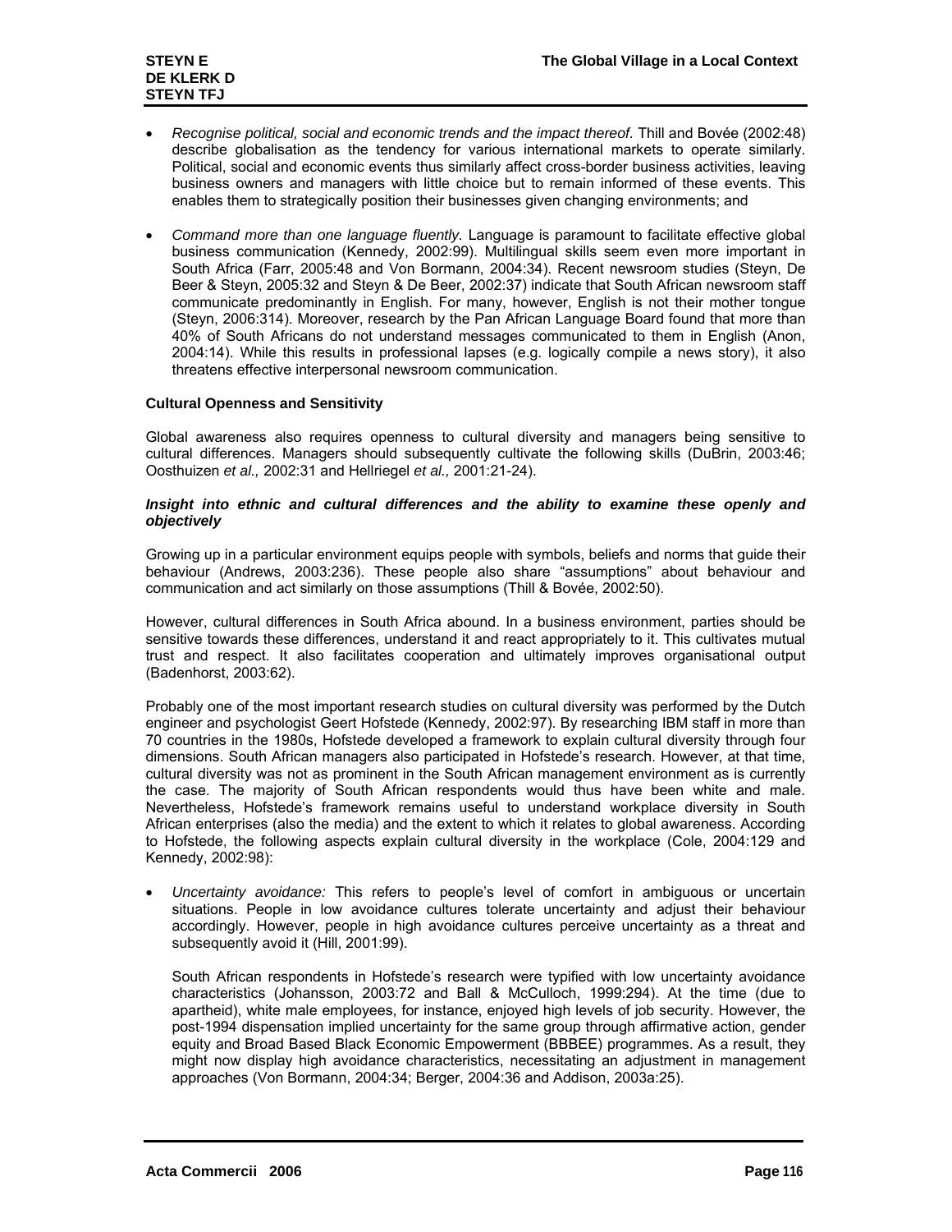- *Recognise political, social and economic trends and the impact thereof.* Thill and Bovée (2002:48) describe globalisation as the tendency for various international markets to operate similarly. Political, social and economic events thus similarly affect cross-border business activities, leaving business owners and managers with little choice but to remain informed of these events. This enables them to strategically position their businesses given changing environments; and

- *Command more than one language fluently.* Language is paramount to facilitate effective global business communication (Kennedy, 2002:99). Multilingual skills seem even more important in South Africa (Farr, 2005:48 and Von Bormann, 2004:34). Recent newsroom studies (Steyn, De Beer & Steyn, 2005:32 and Steyn & De Beer, 2002:37) indicate that South African newsroom staff communicate predominantly in English. For many, however, English is not their mother tongue (Steyn, 2006:314). Moreover, research by the Pan African Language Board found that more than 40% of South Africans do not understand messages communicated to them in English (Anon, 2004:14). While this results in professional lapses (e.g. logically compile a news story), it also threatens effective interpersonal newsroom communication.

### Cultural Openness and Sensitivity

Global awareness also requires openness to cultural diversity and managers being sensitive to cultural differences. Managers should subsequently cultivate the following skills (DuBrin, 2003:46; Oosthuizen *et al.,* 2002:31 and Hellriegel *et al.,* 2001:21-24).

#### *Insight into ethnic and cultural differences and the ability to examine these openly and objectively*

Growing up in a particular environment equips people with symbols, beliefs and norms that guide their behaviour (Andrews, 2003:236). These people also share "assumptions" about behaviour and communication and act similarly on those assumptions (Thill & Bovée, 2002:50).

However, cultural differences in South Africa abound. In a business environment, parties should be sensitive towards these differences, understand it and react appropriately to it. This cultivates mutual trust and respect. It also facilitates cooperation and ultimately improves organisational output (Badenhorst, 2003:62).

Probably one of the most important research studies on cultural diversity was performed by the Dutch engineer and psychologist Geert Hofstede (Kennedy, 2002:97). By researching IBM staff in more than 70 countries in the 1980s, Hofstede developed a framework to explain cultural diversity through four dimensions. South African managers also participated in Hofstede's research. However, at that time, cultural diversity was not as prominent in the South African management environment as is currently the case. The majority of South African respondents would thus have been white and male. Nevertheless, Hofstede's framework remains useful to understand workplace diversity in South African enterprises (also the media) and the extent to which it relates to global awareness. According to Hofstede, the following aspects explain cultural diversity in the workplace (Cole, 2004:129 and Kennedy, 2002:98):

- *Uncertainty avoidance:* This refers to people's level of comfort in ambiguous or uncertain situations. People in low avoidance cultures tolerate uncertainty and adjust their behaviour accordingly. However, people in high avoidance cultures perceive uncertainty as a threat and subsequently avoid it (Hill, 2001:99).

  South African respondents in Hofstede's research were typified with low uncertainty avoidance characteristics (Johansson, 2003:72 and Ball & McCulloch, 1999:294). At the time (due to apartheid), white male employees, for instance, enjoyed high levels of job security. However, the post-1994 dispensation implied uncertainty for the same group through affirmative action, gender equity and Broad Based Black Economic Empowerment (BBBEE) programmes. As a result, they might now display high avoidance characteristics, necessitating an adjustment in management approaches (Von Bormann, 2004:34; Berger, 2004:36 and Addison, 2003a:25).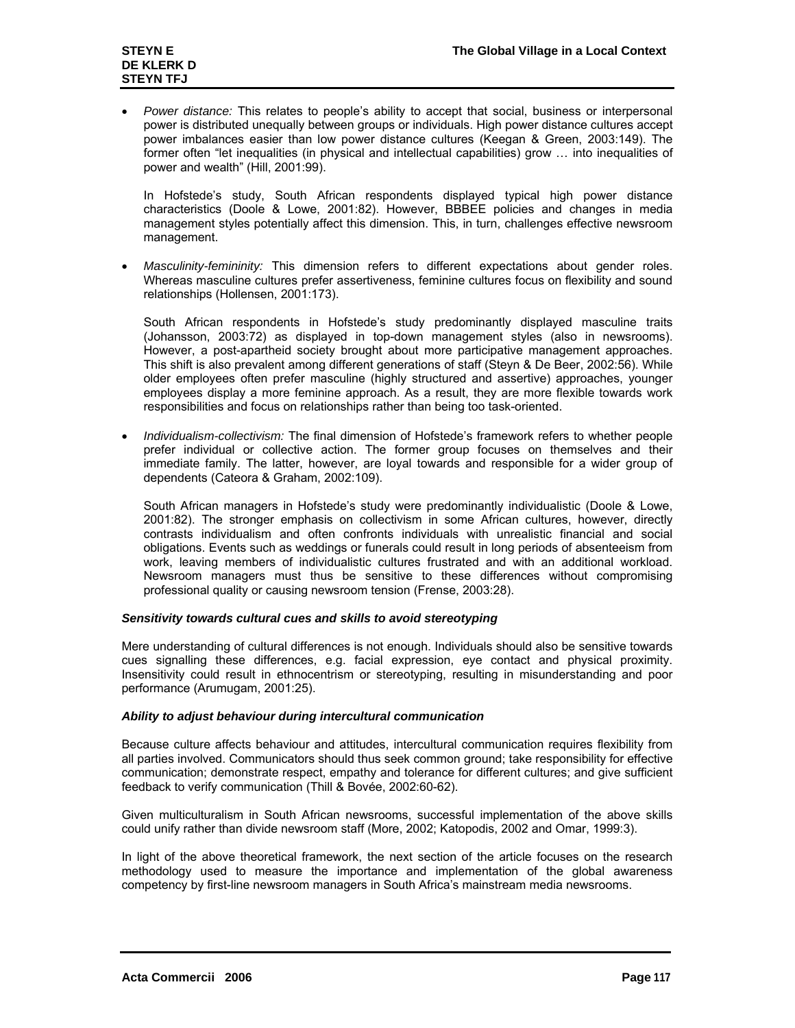- *Power distance:* This relates to people's ability to accept that social, business or interpersonal power is distributed unequally between groups or individuals. High power distance cultures accept power imbalances easier than low power distance cultures (Keegan & Green, 2003:149). The former often "let inequalities (in physical and intellectual capabilities) grow … into inequalities of power and wealth" (Hill, 2001:99).

  In Hofstede's study, South African respondents displayed typical high power distance characteristics (Doole & Lowe, 2001:82). However, BBBEE policies and changes in media management styles potentially affect this dimension. This, in turn, challenges effective newsroom management.

- *Masculinity-femininity:* This dimension refers to different expectations about gender roles. Whereas masculine cultures prefer assertiveness, feminine cultures focus on flexibility and sound relationships (Hollensen, 2001:173).

  South African respondents in Hofstede's study predominantly displayed masculine traits (Johansson, 2003:72) as displayed in top-down management styles (also in newsrooms). However, a post-apartheid society brought about more participative management approaches. This shift is also prevalent among different generations of staff (Steyn & De Beer, 2002:56). While older employees often prefer masculine (highly structured and assertive) approaches, younger employees display a more feminine approach. As a result, they are more flexible towards work responsibilities and focus on relationships rather than being too task-oriented.

- *Individualism-collectivism:* The final dimension of Hofstede's framework refers to whether people prefer individual or collective action. The former group focuses on themselves and their immediate family. The latter, however, are loyal towards and responsible for a wider group of dependents (Cateora & Graham, 2002:109).

  South African managers in Hofstede's study were predominantly individualistic (Doole & Lowe, 2001:82). The stronger emphasis on collectivism in some African cultures, however, directly contrasts individualism and often confronts individuals with unrealistic financial and social obligations. Events such as weddings or funerals could result in long periods of absenteeism from work, leaving members of individualistic cultures frustrated and with an additional workload. Newsroom managers must thus be sensitive to these differences without compromising professional quality or causing newsroom tension (Frense, 2003:28).

#### *Sensitivity towards cultural cues and skills to avoid stereotyping*

Mere understanding of cultural differences is not enough. Individuals should also be sensitive towards cues signalling these differences, e.g. facial expression, eye contact and physical proximity. Insensitivity could result in ethnocentrism or stereotyping, resulting in misunderstanding and poor performance (Arumugam, 2001:25).

#### *Ability to adjust behaviour during intercultural communication*

Because culture affects behaviour and attitudes, intercultural communication requires flexibility from all parties involved. Communicators should thus seek common ground; take responsibility for effective communication; demonstrate respect, empathy and tolerance for different cultures; and give sufficient feedback to verify communication (Thill & Bovée, 2002:60-62).

Given multiculturalism in South African newsrooms, successful implementation of the above skills could unify rather than divide newsroom staff (More, 2002; Katopodis, 2002 and Omar, 1999:3).

In light of the above theoretical framework, the next section of the article focuses on the research methodology used to measure the importance and implementation of the global awareness competency by first-line newsroom managers in South Africa's mainstream media newsrooms.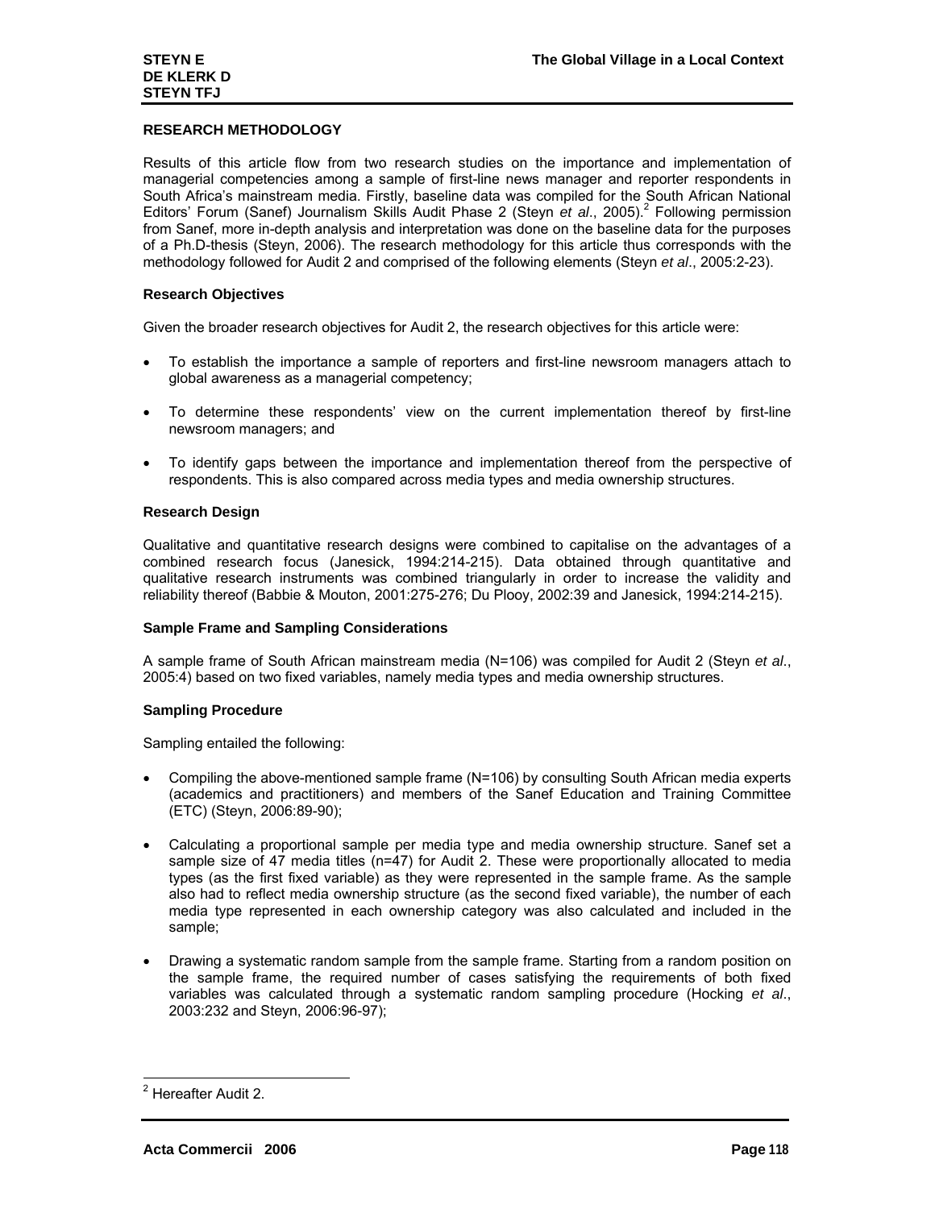## RESEARCH METHODOLOGY

Results of this article flow from two research studies on the importance and implementation of managerial competencies among a sample of first-line news manager and reporter respondents in South Africa's mainstream media. Firstly, baseline data was compiled for the South African National Editors' Forum (Sanef) Journalism Skills Audit Phase 2 (Steyn *et al*., 2005).[2] Following permission from Sanef, more in-depth analysis and interpretation was done on the baseline data for the purposes of a Ph.D-thesis (Steyn, 2006). The research methodology for this article thus corresponds with the methodology followed for Audit 2 and comprised of the following elements (Steyn *et al*., 2005:2-23).

### Research Objectives

Given the broader research objectives for Audit 2, the research objectives for this article were:

- To establish the importance a sample of reporters and first-line newsroom managers attach to global awareness as a managerial competency;
- To determine these respondents' view on the current implementation thereof by first-line newsroom managers; and
- To identify gaps between the importance and implementation thereof from the perspective of respondents. This is also compared across media types and media ownership structures.

### Research Design

Qualitative and quantitative research designs were combined to capitalise on the advantages of a combined research focus (Janesick, 1994:214-215). Data obtained through quantitative and qualitative research instruments was combined triangularly in order to increase the validity and reliability thereof (Babbie & Mouton, 2001:275-276; Du Plooy, 2002:39 and Janesick, 1994:214-215).

### Sample Frame and Sampling Considerations

A sample frame of South African mainstream media (N=106) was compiled for Audit 2 (Steyn *et al*., 2005:4) based on two fixed variables, namely media types and media ownership structures.

### Sampling Procedure

Sampling entailed the following:

- Compiling the above-mentioned sample frame (N=106) by consulting South African media experts (academics and practitioners) and members of the Sanef Education and Training Committee (ETC) (Steyn, 2006:89-90);
- Calculating a proportional sample per media type and media ownership structure. Sanef set a sample size of 47 media titles (n=47) for Audit 2. These were proportionally allocated to media types (as the first fixed variable) as they were represented in the sample frame. As the sample also had to reflect media ownership structure (as the second fixed variable), the number of each media type represented in each ownership category was also calculated and included in the sample;
- Drawing a systematic random sample from the sample frame. Starting from a random position on the sample frame, the required number of cases satisfying the requirements of both fixed variables was calculated through a systematic random sampling procedure (Hocking *et al*., 2003:232 and Steyn, 2006:96-97);

[2] Hereafter Audit 2.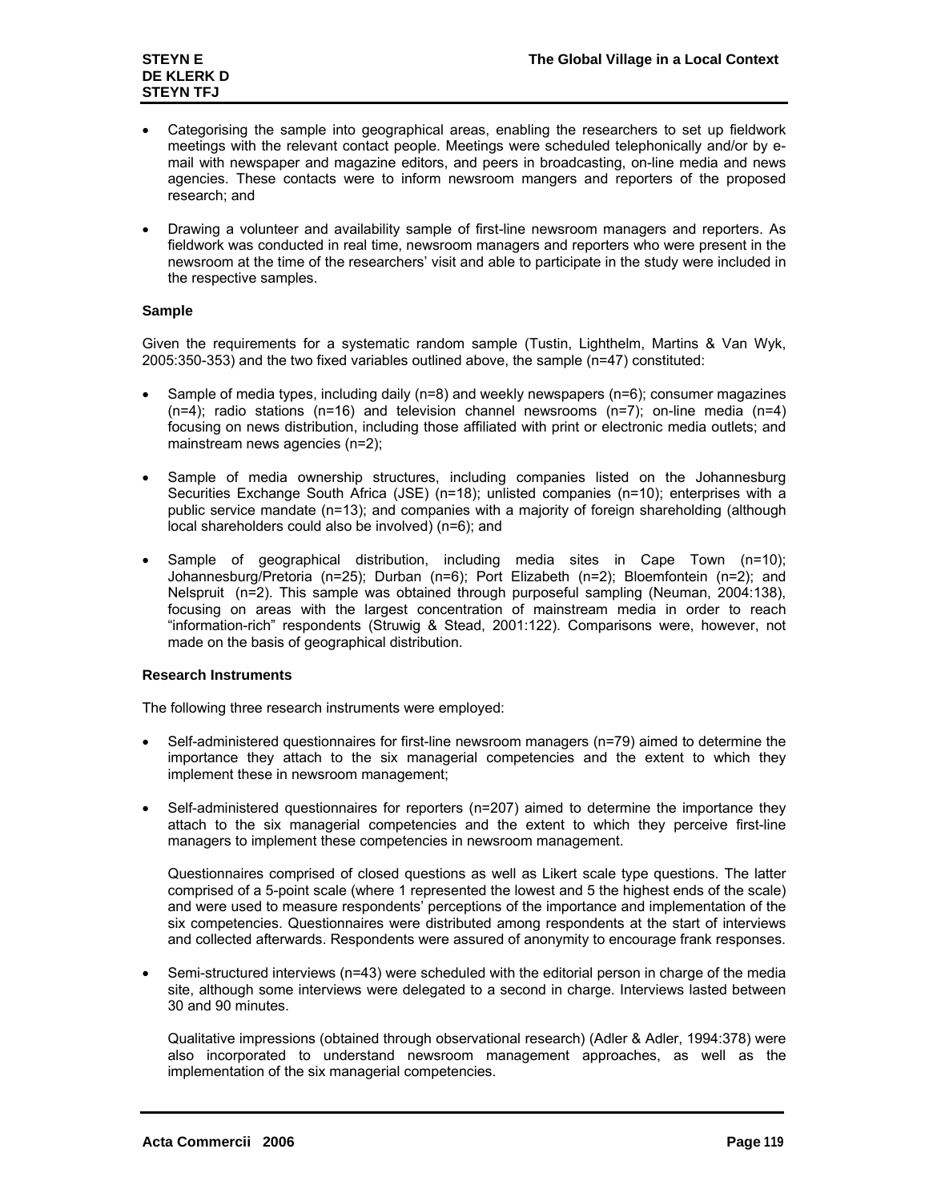- Categorising the sample into geographical areas, enabling the researchers to set up fieldwork meetings with the relevant contact people. Meetings were scheduled telephonically and/or by e-mail with newspaper and magazine editors, and peers in broadcasting, on-line media and news agencies. These contacts were to inform newsroom mangers and reporters of the proposed research; and

- Drawing a volunteer and availability sample of first-line newsroom managers and reporters. As fieldwork was conducted in real time, newsroom managers and reporters who were present in the newsroom at the time of the researchers' visit and able to participate in the study were included in the respective samples.

**Sample**

Given the requirements for a systematic random sample (Tustin, Lighthelm, Martins & Van Wyk, 2005:350-353) and the two fixed variables outlined above, the sample (n=47) constituted:

- Sample of media types, including daily (n=8) and weekly newspapers (n=6); consumer magazines (n=4); radio stations (n=16) and television channel newsrooms (n=7); on-line media (n=4) focusing on news distribution, including those affiliated with print or electronic media outlets; and mainstream news agencies (n=2);

- Sample of media ownership structures, including companies listed on the Johannesburg Securities Exchange South Africa (JSE) (n=18); unlisted companies (n=10); enterprises with a public service mandate (n=13); and companies with a majority of foreign shareholding (although local shareholders could also be involved) (n=6); and

- Sample of geographical distribution, including media sites in Cape Town (n=10); Johannesburg/Pretoria (n=25); Durban (n=6); Port Elizabeth (n=2); Bloemfontein (n=2); and Nelspruit (n=2). This sample was obtained through purposeful sampling (Neuman, 2004:138), focusing on areas with the largest concentration of mainstream media in order to reach "information-rich" respondents (Struwig & Stead, 2001:122). Comparisons were, however, not made on the basis of geographical distribution.

**Research Instruments**

The following three research instruments were employed:

- Self-administered questionnaires for first-line newsroom managers (n=79) aimed to determine the importance they attach to the six managerial competencies and the extent to which they implement these in newsroom management;

- Self-administered questionnaires for reporters (n=207) aimed to determine the importance they attach to the six managerial competencies and the extent to which they perceive first-line managers to implement these competencies in newsroom management.

  Questionnaires comprised of closed questions as well as Likert scale type questions. The latter comprised of a 5-point scale (where 1 represented the lowest and 5 the highest ends of the scale) and were used to measure respondents' perceptions of the importance and implementation of the six competencies. Questionnaires were distributed among respondents at the start of interviews and collected afterwards. Respondents were assured of anonymity to encourage frank responses.

- Semi-structured interviews (n=43) were scheduled with the editorial person in charge of the media site, although some interviews were delegated to a second in charge. Interviews lasted between 30 and 90 minutes.

  Qualitative impressions (obtained through observational research) (Adler & Adler, 1994:378) were also incorporated to understand newsroom management approaches, as well as the implementation of the six managerial competencies.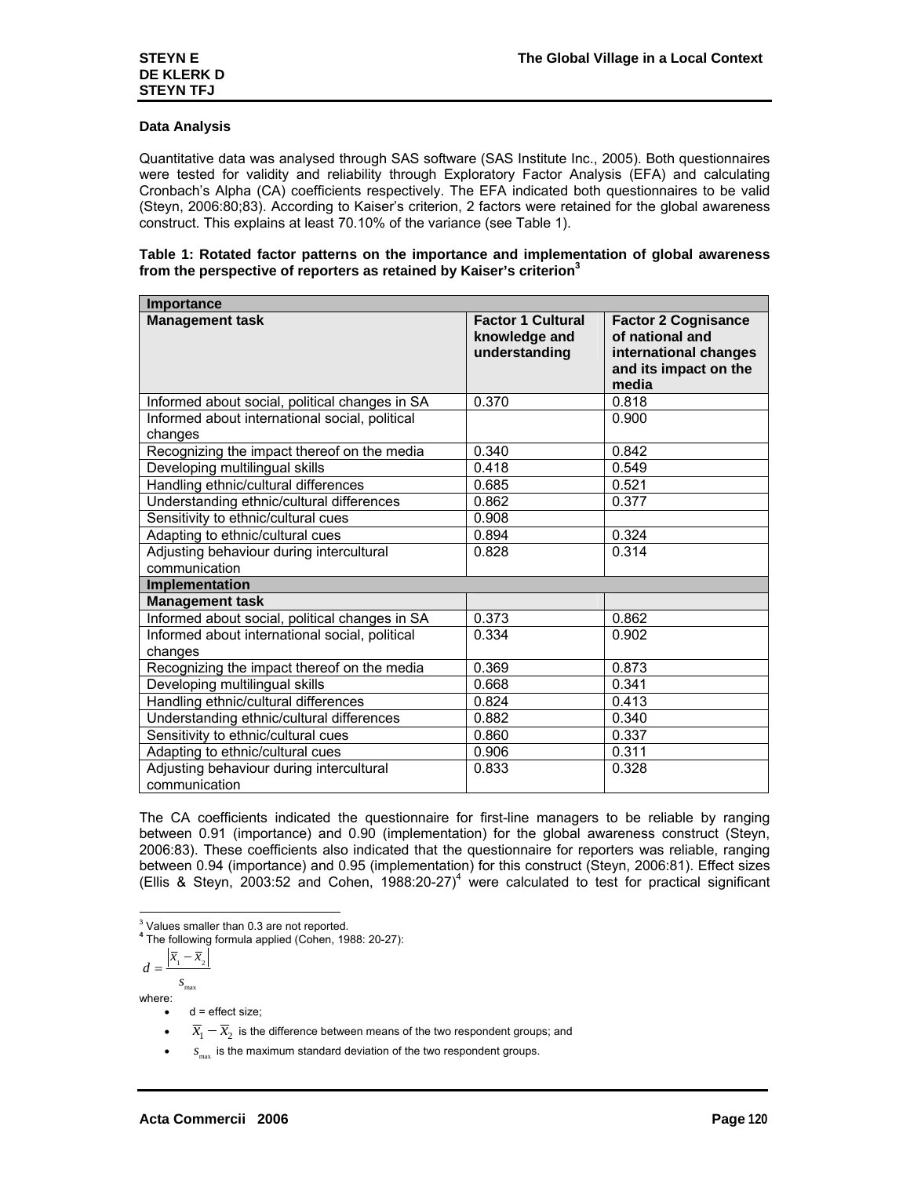## Data Analysis

Quantitative data was analysed through SAS software (SAS Institute Inc., 2005). Both questionnaires were tested for validity and reliability through Exploratory Factor Analysis (EFA) and calculating Cronbach's Alpha (CA) coefficients respectively. The EFA indicated both questionnaires to be valid (Steyn, 2006:80;83). According to Kaiser's criterion, 2 factors were retained for the global awareness construct. This explains at least 70.10% of the variance (see Table 1).

**Table 1: Rotated factor patterns on the importance and implementation of global awareness from the perspective of reporters as retained by Kaiser's criterion[3]**

| **Importance** | | |
|---|---|---|
| **Management task** | **Factor 1 Cultural knowledge and understanding** | **Factor 2 Cognisance of national and international changes and its impact on the media** |
| Informed about social, political changes in SA | 0.370 | 0.818 |
| Informed about international social, political changes | | 0.900 |
| Recognizing the impact thereof on the media | 0.340 | 0.842 |
| Developing multilingual skills | 0.418 | 0.549 |
| Handling ethnic/cultural differences | 0.685 | 0.521 |
| Understanding ethnic/cultural differences | 0.862 | 0.377 |
| Sensitivity to ethnic/cultural cues | 0.908 | |
| Adapting to ethnic/cultural cues | 0.894 | 0.324 |
| Adjusting behaviour during intercultural communication | 0.828 | 0.314 |
| **Implementation** | | |
| **Management task** | | |
| Informed about social, political changes in SA | 0.373 | 0.862 |
| Informed about international social, political changes | 0.334 | 0.902 |
| Recognizing the impact thereof on the media | 0.369 | 0.873 |
| Developing multilingual skills | 0.668 | 0.341 |
| Handling ethnic/cultural differences | 0.824 | 0.413 |
| Understanding ethnic/cultural differences | 0.882 | 0.340 |
| Sensitivity to ethnic/cultural cues | 0.860 | 0.337 |
| Adapting to ethnic/cultural cues | 0.906 | 0.311 |
| Adjusting behaviour during intercultural communication | 0.833 | 0.328 |

The CA coefficients indicated the questionnaire for first-line managers to be reliable by ranging between 0.91 (importance) and 0.90 (implementation) for the global awareness construct (Steyn, 2006:83). These coefficients also indicated that the questionnaire for reporters was reliable, ranging between 0.94 (importance) and 0.95 (implementation) for this construct (Steyn, 2006:81). Effect sizes (Ellis & Steyn, 2003:52 and Cohen, 1988:20-27)[4] were calculated to test for practical significant

---

[3] Values smaller than 0.3 are not reported.

[4] The following formula applied (Cohen, 1988: 20-27):

$$d = \frac{\left|\overline{x}_1 - \overline{x}_2\right|}{s_{\max}}$$

where:

- d = effect size;
- $\overline{x}_1 - \overline{x}_2$ is the difference between means of the two respondent groups; and
- $s_{\max}$ is the maximum standard deviation of the two respondent groups.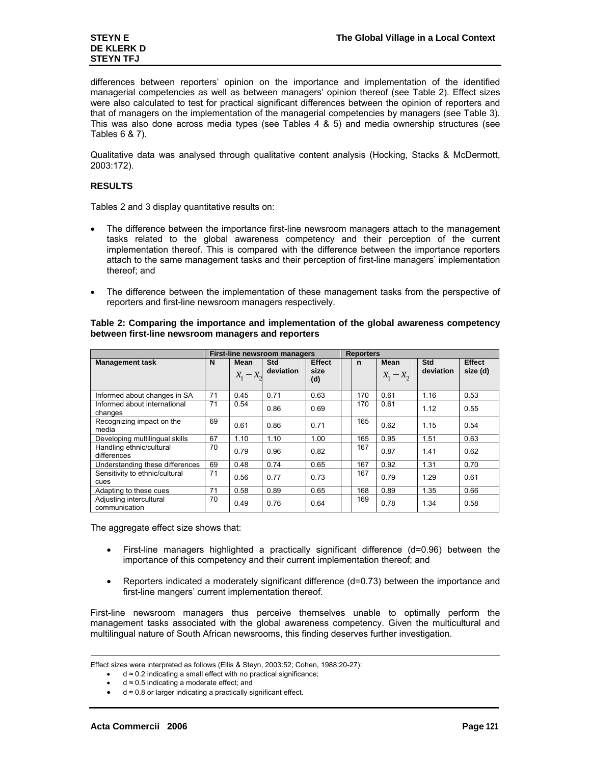differences between reporters' opinion on the importance and implementation of the identified managerial competencies as well as between managers' opinion thereof (see Table 2). Effect sizes were also calculated to test for practical significant differences between the opinion of reporters and that of managers on the implementation of the managerial competencies by managers (see Table 3). This was also done across media types (see Tables 4 & 5) and media ownership structures (see Tables 6 & 7).

Qualitative data was analysed through qualitative content analysis (Hocking, Stacks & McDermott, 2003:172).

## RESULTS

Tables 2 and 3 display quantitative results on:

- The difference between the importance first-line newsroom managers attach to the management tasks related to the global awareness competency and their perception of the current implementation thereof. This is compared with the difference between the importance reporters attach to the same management tasks and their perception of first-line managers' implementation thereof; and
- The difference between the implementation of these management tasks from the perspective of reporters and first-line newsroom managers respectively.

**Table 2: Comparing the importance and implementation of the global awareness competency between first-line newsroom managers and reporters**

| | First-line newsroom managers | | | | | Reporters | | | |
|---|---|---|---|---|---|---|---|---|---|
| **Management task** | **N** | **Mean** $\overline{x}_1 - \overline{x}_2$ | **Std deviation** | **Effect size (d)** | | **n** | **Mean** $\overline{x}_1 - \overline{x}_2$ | **Std deviation** | **Effect size (d)** |
| Informed about changes in SA | 71 | 0.45 | 0.71 | 0.63 | | 170 | 0.61 | 1.16 | 0.53 |
| Informed about international changes | 71 | 0.54 | 0.86 | 0.69 | | 170 | 0.61 | 1.12 | 0.55 |
| Recognizing impact on the media | 69 | 0.61 | 0.86 | 0.71 | | 165 | 0.62 | 1.15 | 0.54 |
| Developing multilingual skills | 67 | 1.10 | 1.10 | 1.00 | | 165 | 0.95 | 1.51 | 0.63 |
| Handling ethnic/cultural differences | 70 | 0.79 | 0.96 | 0.82 | | 167 | 0.87 | 1.41 | 0.62 |
| Understanding these differences | 69 | 0.48 | 0.74 | 0.65 | | 167 | 0.92 | 1.31 | 0.70 |
| Sensitivity to ethnic/cultural cues | 71 | 0.56 | 0.77 | 0.73 | | 167 | 0.79 | 1.29 | 0.61 |
| Adapting to these cues | 71 | 0.58 | 0.89 | 0.65 | | 168 | 0.89 | 1.35 | 0.66 |
| Adjusting intercultural communication | 70 | 0.49 | 0.76 | 0.64 | | 169 | 0.78 | 1.34 | 0.58 |

The aggregate effect size shows that:

- First-line managers highlighted a practically significant difference (d=0.96) between the importance of this competency and their current implementation thereof; and
- Reporters indicated a moderately significant difference (d=0.73) between the importance and first-line mangers' current implementation thereof.

First-line newsroom managers thus perceive themselves unable to optimally perform the management tasks associated with the global awareness competency. Given the multicultural and multilingual nature of South African newsrooms, this finding deserves further investigation.

---

Effect sizes were interpreted as follows (Ellis & Steyn, 2003:52; Cohen, 1988:20-27):

- $d \approx 0.2$ indicating a small effect with no practical significance;
- $d \approx 0.5$ indicating a moderate effect; and
- $d \approx 0.8$ or larger indicating a practically significant effect.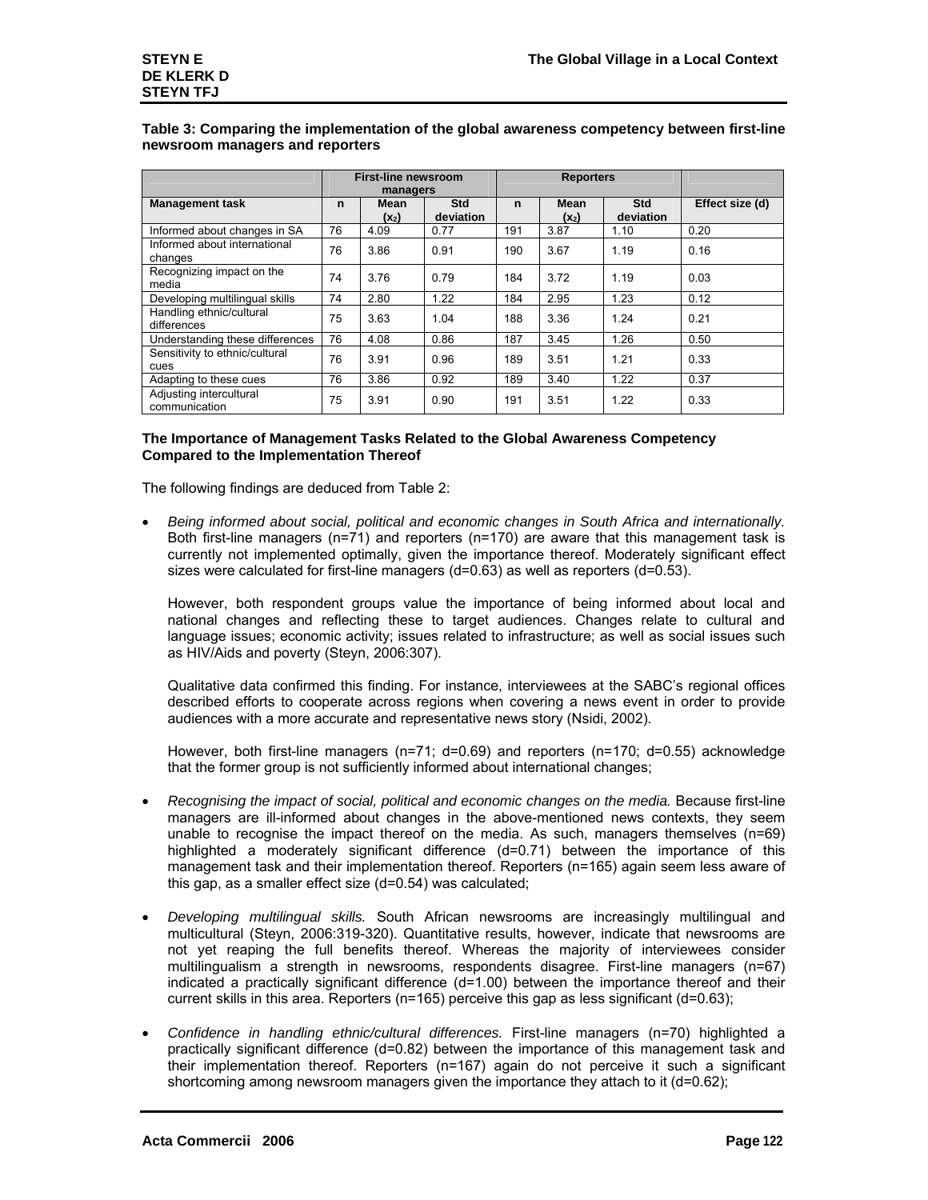**Table 3: Comparing the implementation of the global awareness competency between first-line newsroom managers and reporters**

| | First-line newsroom managers | | | Reporters | | | |
|---|---|---|---|---|---|---|---|
| Management task | n | Mean ($x_2$) | Std deviation | n | Mean ($x_2$) | Std deviation | Effect size (d) |
| Informed about changes in SA | 76 | 4.09 | 0.77 | 191 | 3.87 | 1.10 | 0.20 |
| Informed about international changes | 76 | 3.86 | 0.91 | 190 | 3.67 | 1.19 | 0.16 |
| Recognizing impact on the media | 74 | 3.76 | 0.79 | 184 | 3.72 | 1.19 | 0.03 |
| Developing multilingual skills | 74 | 2.80 | 1.22 | 184 | 2.95 | 1.23 | 0.12 |
| Handling ethnic/cultural differences | 75 | 3.63 | 1.04 | 188 | 3.36 | 1.24 | 0.21 |
| Understanding these differences | 76 | 4.08 | 0.86 | 187 | 3.45 | 1.26 | 0.50 |
| Sensitivity to ethnic/cultural cues | 76 | 3.91 | 0.96 | 189 | 3.51 | 1.21 | 0.33 |
| Adapting to these cues | 76 | 3.86 | 0.92 | 189 | 3.40 | 1.22 | 0.37 |
| Adjusting intercultural communication | 75 | 3.91 | 0.90 | 191 | 3.51 | 1.22 | 0.33 |

### The Importance of Management Tasks Related to the Global Awareness Competency Compared to the Implementation Thereof

The following findings are deduced from Table 2:

- *Being informed about social, political and economic changes in South Africa and internationally.* Both first-line managers (n=71) and reporters (n=170) are aware that this management task is currently not implemented optimally, given the importance thereof. Moderately significant effect sizes were calculated for first-line managers (d=0.63) as well as reporters (d=0.53).

  However, both respondent groups value the importance of being informed about local and national changes and reflecting these to target audiences. Changes relate to cultural and language issues; economic activity; issues related to infrastructure; as well as social issues such as HIV/Aids and poverty (Steyn, 2006:307).

  Qualitative data confirmed this finding. For instance, interviewees at the SABC's regional offices described efforts to cooperate across regions when covering a news event in order to provide audiences with a more accurate and representative news story (Nsidi, 2002).

  However, both first-line managers (n=71; d=0.69) and reporters (n=170; d=0.55) acknowledge that the former group is not sufficiently informed about international changes;

- *Recognising the impact of social, political and economic changes on the media.* Because first-line managers are ill-informed about changes in the above-mentioned news contexts, they seem unable to recognise the impact thereof on the media. As such, managers themselves (n=69) highlighted a moderately significant difference (d=0.71) between the importance of this management task and their implementation thereof. Reporters (n=165) again seem less aware of this gap, as a smaller effect size (d=0.54) was calculated;

- *Developing multilingual skills.* South African newsrooms are increasingly multilingual and multicultural (Steyn, 2006:319-320). Quantitative results, however, indicate that newsrooms are not yet reaping the full benefits thereof. Whereas the majority of interviewees consider multilingualism a strength in newsrooms, respondents disagree. First-line managers (n=67) indicated a practically significant difference (d=1.00) between the importance thereof and their current skills in this area. Reporters (n=165) perceive this gap as less significant (d=0.63);

- *Confidence in handling ethnic/cultural differences.* First-line managers (n=70) highlighted a practically significant difference (d=0.82) between the importance of this management task and their implementation thereof. Reporters (n=167) again do not perceive it such a significant shortcoming among newsroom managers given the importance they attach to it (d=0.62);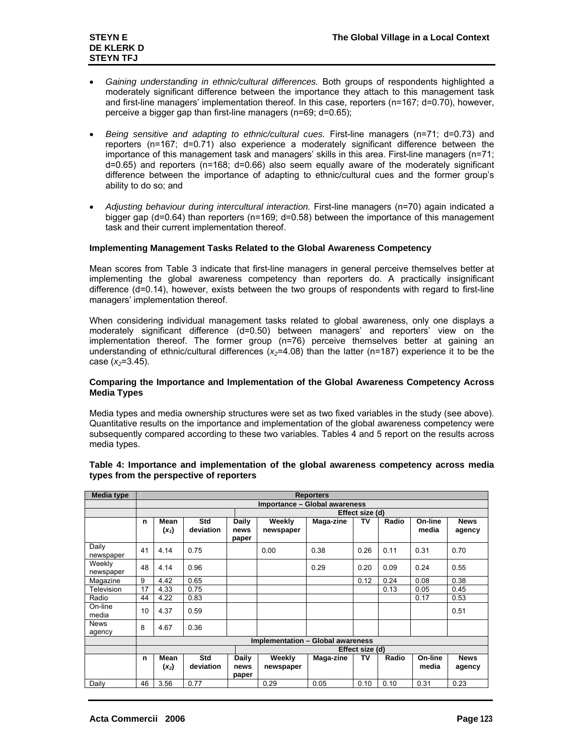- *Gaining understanding in ethnic/cultural differences.* Both groups of respondents highlighted a moderately significant difference between the importance they attach to this management task and first-line managers' implementation thereof. In this case, reporters (n=167; d=0.70), however, perceive a bigger gap than first-line managers (n=69; d=0.65);

- *Being sensitive and adapting to ethnic/cultural cues.* First-line managers (n=71; d=0.73) and reporters (n=167; d=0.71) also experience a moderately significant difference between the importance of this management task and managers' skills in this area. First-line managers (n=71; d=0.65) and reporters (n=168; d=0.66) also seem equally aware of the moderately significant difference between the importance of adapting to ethnic/cultural cues and the former group's ability to do so; and

- *Adjusting behaviour during intercultural interaction.* First-line managers (n=70) again indicated a bigger gap (d=0.64) than reporters (n=169; d=0.58) between the importance of this management task and their current implementation thereof.

#### Implementing Management Tasks Related to the Global Awareness Competency

Mean scores from Table 3 indicate that first-line managers in general perceive themselves better at implementing the global awareness competency than reporters do. A practically insignificant difference (d=0.14), however, exists between the two groups of respondents with regard to first-line managers' implementation thereof.

When considering individual management tasks related to global awareness, only one displays a moderately significant difference (d=0.50) between managers' and reporters' view on the implementation thereof. The former group (n=76) perceive themselves better at gaining an understanding of ethnic/cultural differences ($x_2$=4.08) than the latter (n=187) experience it to be the case ($x_2$=3.45).

#### Comparing the Importance and Implementation of the Global Awareness Competency Across Media Types

Media types and media ownership structures were set as two fixed variables in the study (see above). Quantitative results on the importance and implementation of the global awareness competency were subsequently compared according to these two variables. Tables 4 and 5 report on the results across media types.

**Table 4: Importance and implementation of the global awareness competency across media types from the perspective of reporters**

| Media type | Reporters | | | | | | | | | |
|---|---|---|---|---|---|---|---|---|---|---|
| | Importance – Global awareness | | | | | | | | | |
| | | | | Effect size (d) | | | | | | |
| | n | Mean ($x_1$) | Std deviation | Daily news paper | Weekly newspaper | Maga-zine | TV | Radio | On-line media | News agency |
| Daily newspaper | 41 | 4.14 | 0.75 | | 0.00 | 0.38 | 0.26 | 0.11 | 0.31 | 0.70 |
| Weekly newspaper | 48 | 4.14 | 0.96 | | | 0.29 | 0.20 | 0.09 | 0.24 | 0.55 |
| Magazine | 9 | 4.42 | 0.65 | | | | 0.12 | 0.24 | 0.08 | 0.38 |
| Television | 17 | 4.33 | 0.75 | | | | | 0.13 | 0.05 | 0.45 |
| Radio | 44 | 4.22 | 0.83 | | | | | | 0.17 | 0.53 |
| On-line media | 10 | 4.37 | 0.59 | | | | | | | 0.51 |
| News agency | 8 | 4.67 | 0.36 | | | | | | | |
| | Implementation – Global awareness | | | | | | | | | |
| | | | | Effect size (d) | | | | | | |
| | n | Mean ($x_2$) | Std deviation | Daily news paper | Weekly newspaper | Maga-zine | TV | Radio | On-line media | News agency |
| Daily | 46 | 3.56 | 0.77 | | 0.29 | 0.05 | 0.10 | 0.10 | 0.31 | 0.23 |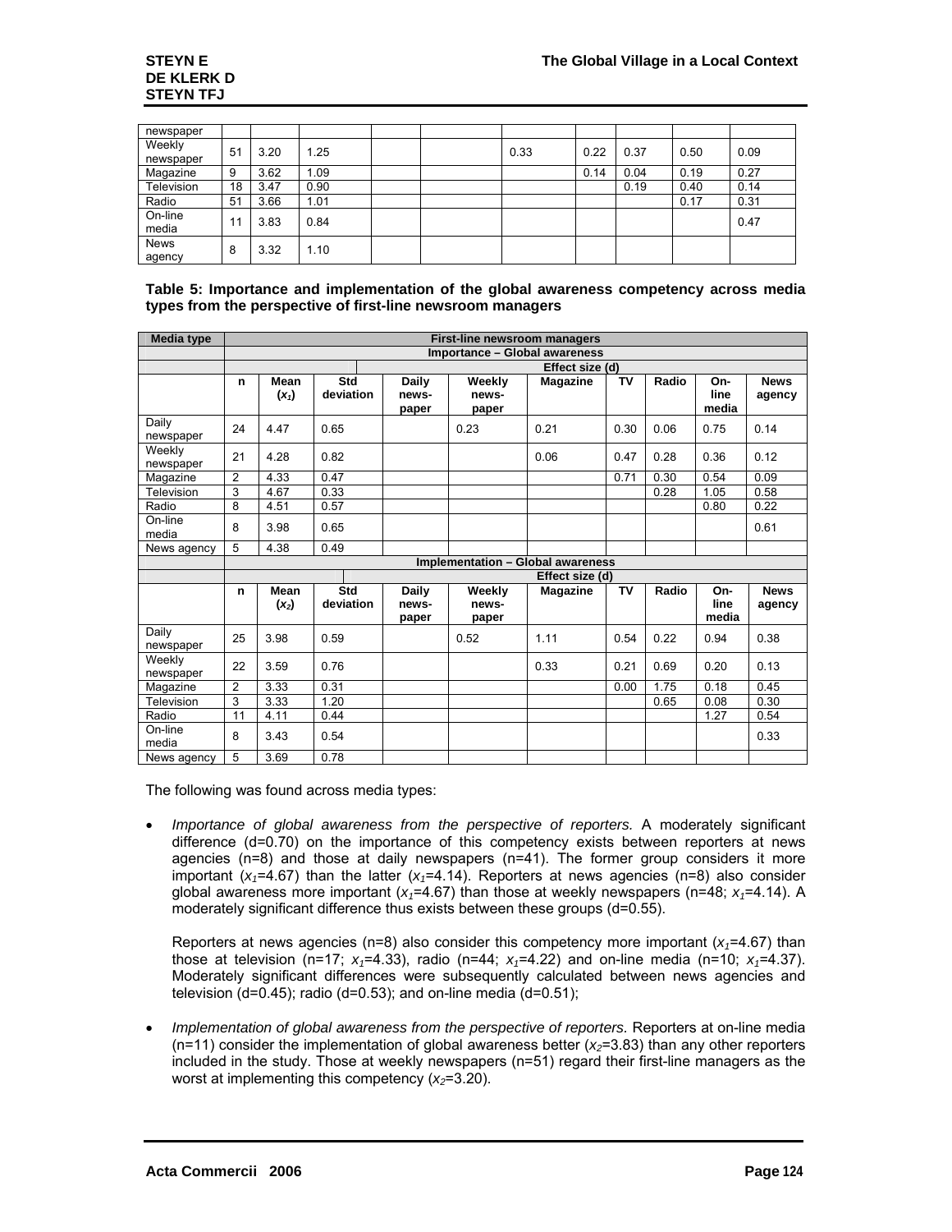| newspaper | | | | | | | | | | | |
|---|---|---|---|---|---|---|---|---|---|---|---|
| Weekly newspaper | 51 | 3.20 | 1.25 | | | 0.33 | 0.22 | 0.37 | 0.50 | 0.09 |
| Magazine | 9 | 3.62 | 1.09 | | | | 0.14 | 0.04 | 0.19 | 0.27 |
| Television | 18 | 3.47 | 0.90 | | | | | 0.19 | 0.40 | 0.14 |
| Radio | 51 | 3.66 | 1.01 | | | | | | 0.17 | 0.31 |
| On-line media | 11 | 3.83 | 0.84 | | | | | | | 0.47 |
| News agency | 8 | 3.32 | 1.10 | | | | | | | |

**Table 5: Importance and implementation of the global awareness competency across media types from the perspective of first-line newsroom managers**

| Media type | First-line newsroom managers | | | | | | | | | |
|---|---|---|---|---|---|---|---|---|---|---|
| | Importance – Global awareness | | | | | | | | | |
| | | | | Effect size (d) | | | | | | |
| | n | Mean ($x_1$) | Std deviation | Daily news-paper | Weekly news-paper | Magazine | TV | Radio | On-line media | News agency |
| Daily newspaper | 24 | 4.47 | 0.65 | | 0.23 | 0.21 | 0.30 | 0.06 | 0.75 | 0.14 |
| Weekly newspaper | 21 | 4.28 | 0.82 | | | 0.06 | 0.47 | 0.28 | 0.36 | 0.12 |
| Magazine | 2 | 4.33 | 0.47 | | | | 0.71 | 0.30 | 0.54 | 0.09 |
| Television | 3 | 4.67 | 0.33 | | | | | 0.28 | 1.05 | 0.58 |
| Radio | 8 | 4.51 | 0.57 | | | | | | 0.80 | 0.22 |
| On-line media | 8 | 3.98 | 0.65 | | | | | | | 0.61 |
| News agency | 5 | 4.38 | 0.49 | | | | | | | |
| | Implementation – Global awareness | | | | | | | | | |
| | | | | Effect size (d) | | | | | | |
| | n | Mean ($x_2$) | Std deviation | Daily news-paper | Weekly news-paper | Magazine | TV | Radio | On-line media | News agency |
| Daily newspaper | 25 | 3.98 | 0.59 | | 0.52 | 1.11 | 0.54 | 0.22 | 0.94 | 0.38 |
| Weekly newspaper | 22 | 3.59 | 0.76 | | | 0.33 | 0.21 | 0.69 | 0.20 | 0.13 |
| Magazine | 2 | 3.33 | 0.31 | | | | 0.00 | 1.75 | 0.18 | 0.45 |
| Television | 3 | 3.33 | 1.20 | | | | | 0.65 | 0.08 | 0.30 |
| Radio | 11 | 4.11 | 0.44 | | | | | | 1.27 | 0.54 |
| On-line media | 8 | 3.43 | 0.54 | | | | | | | 0.33 |
| News agency | 5 | 3.69 | 0.78 | | | | | | | |

The following was found across media types:

- *Importance of global awareness from the perspective of reporters.* A moderately significant difference (d=0.70) on the importance of this competency exists between reporters at news agencies (n=8) and those at daily newspapers (n=41). The former group considers it more important ($x_1$=4.67) than the latter ($x_1$=4.14). Reporters at news agencies (n=8) also consider global awareness more important ($x_1$=4.67) than those at weekly newspapers (n=48; $x_1$=4.14). A moderately significant difference thus exists between these groups (d=0.55).

  Reporters at news agencies (n=8) also consider this competency more important ($x_1$=4.67) than those at television (n=17; $x_1$=4.33), radio (n=44; $x_1$=4.22) and on-line media (n=10; $x_1$=4.37). Moderately significant differences were subsequently calculated between news agencies and television (d=0.45); radio (d=0.53); and on-line media (d=0.51);

- *Implementation of global awareness from the perspective of reporters.* Reporters at on-line media (n=11) consider the implementation of global awareness better ($x_2$=3.83) than any other reporters included in the study. Those at weekly newspapers (n=51) regard their first-line managers as the worst at implementing this competency ($x_2$=3.20).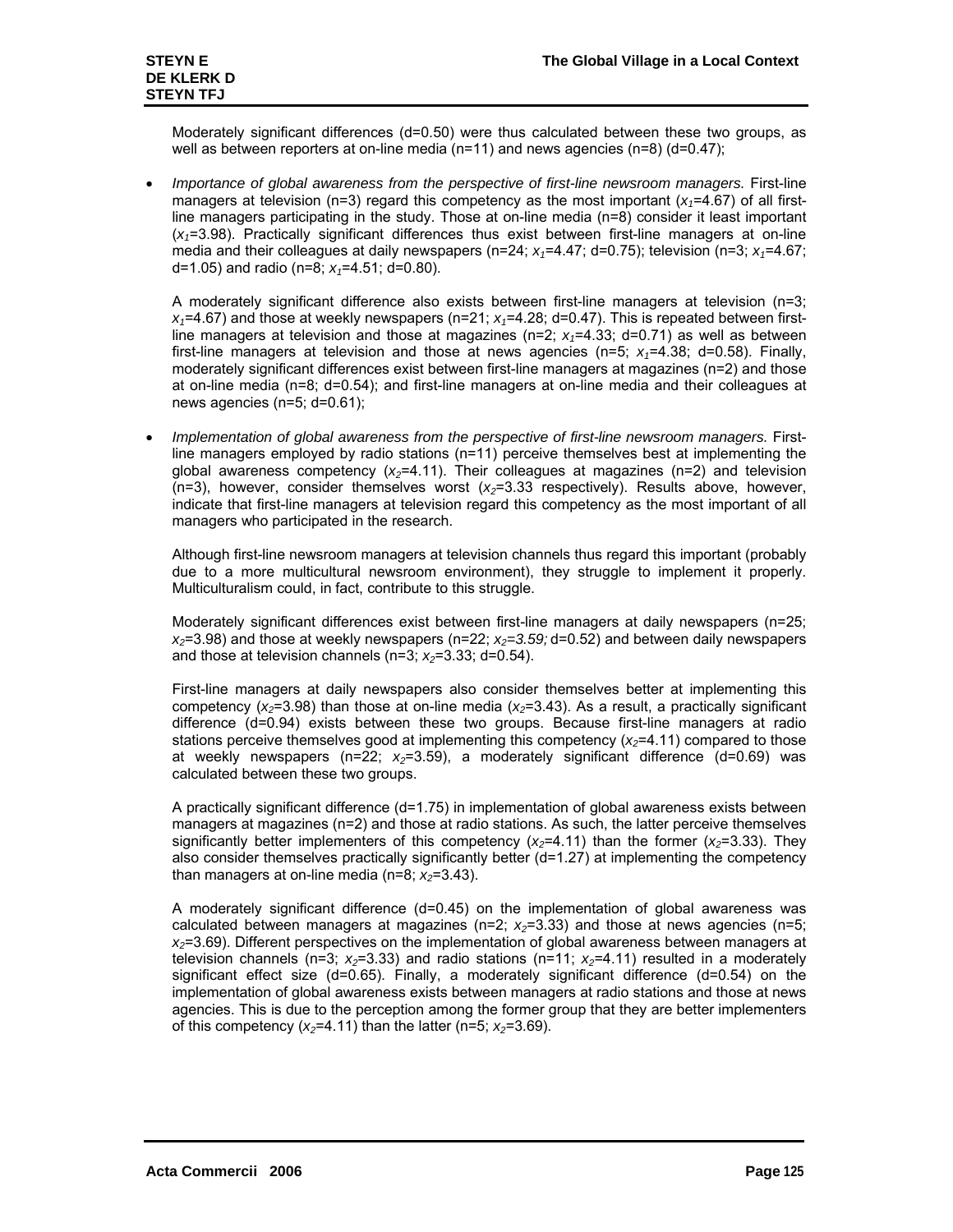Moderately significant differences (d=0.50) were thus calculated between these two groups, as well as between reporters at on-line media (n=11) and news agencies (n=8) (d=0.47);

- *Importance of global awareness from the perspective of first-line newsroom managers.* First-line managers at television (n=3) regard this competency as the most important ($x_1$=4.67) of all first-line managers participating in the study. Those at on-line media (n=8) consider it least important ($x_1$=3.98). Practically significant differences thus exist between first-line managers at on-line media and their colleagues at daily newspapers (n=24; $x_1$=4.47; d=0.75); television (n=3; $x_1$=4.67; d=1.05) and radio (n=8; $x_1$=4.51; d=0.80).

  A moderately significant difference also exists between first-line managers at television (n=3; $x_1$=4.67) and those at weekly newspapers (n=21; $x_1$=4.28; d=0.47). This is repeated between first-line managers at television and those at magazines (n=2; $x_1$=4.33; d=0.71) as well as between first-line managers at television and those at news agencies (n=5; $x_1$=4.38; d=0.58). Finally, moderately significant differences exist between first-line managers at magazines (n=2) and those at on-line media (n=8; d=0.54); and first-line managers at on-line media and their colleagues at news agencies (n=5; d=0.61);

- *Implementation of global awareness from the perspective of first-line newsroom managers.* First-line managers employed by radio stations (n=11) perceive themselves best at implementing the global awareness competency ($x_2$=4.11). Their colleagues at magazines (n=2) and television (n=3), however, consider themselves worst ($x_2$=3.33 respectively). Results above, however, indicate that first-line managers at television regard this competency as the most important of all managers who participated in the research.

  Although first-line newsroom managers at television channels thus regard this important (probably due to a more multicultural newsroom environment), they struggle to implement it properly. Multiculturalism could, in fact, contribute to this struggle.

  Moderately significant differences exist between first-line managers at daily newspapers (n=25; $x_2$=3.98) and those at weekly newspapers (n=22; $x_2$=*3.59;* d=0.52) and between daily newspapers and those at television channels (n=3; $x_2$=3.33; d=0.54).

  First-line managers at daily newspapers also consider themselves better at implementing this competency ($x_2$=3.98) than those at on-line media ($x_2$=3.43). As a result, a practically significant difference (d=0.94) exists between these two groups. Because first-line managers at radio stations perceive themselves good at implementing this competency ($x_2$=4.11) compared to those at weekly newspapers (n=22; $x_2$=3.59), a moderately significant difference (d=0.69) was calculated between these two groups.

  A practically significant difference (d=1.75) in implementation of global awareness exists between managers at magazines (n=2) and those at radio stations. As such, the latter perceive themselves significantly better implementers of this competency ($x_2$=4.11) than the former ($x_2$=3.33). They also consider themselves practically significantly better (d=1.27) at implementing the competency than managers at on-line media (n=8; $x_2$=3.43).

  A moderately significant difference (d=0.45) on the implementation of global awareness was calculated between managers at magazines (n=2; $x_2$=3.33) and those at news agencies (n=5; $x_2$=3.69). Different perspectives on the implementation of global awareness between managers at television channels (n=3; $x_2$=3.33) and radio stations (n=11; $x_2$=4.11) resulted in a moderately significant effect size (d=0.65). Finally, a moderately significant difference (d=0.54) on the implementation of global awareness exists between managers at radio stations and those at news agencies. This is due to the perception among the former group that they are better implementers of this competency ($x_2$=4.11) than the latter (n=5; $x_2$=3.69).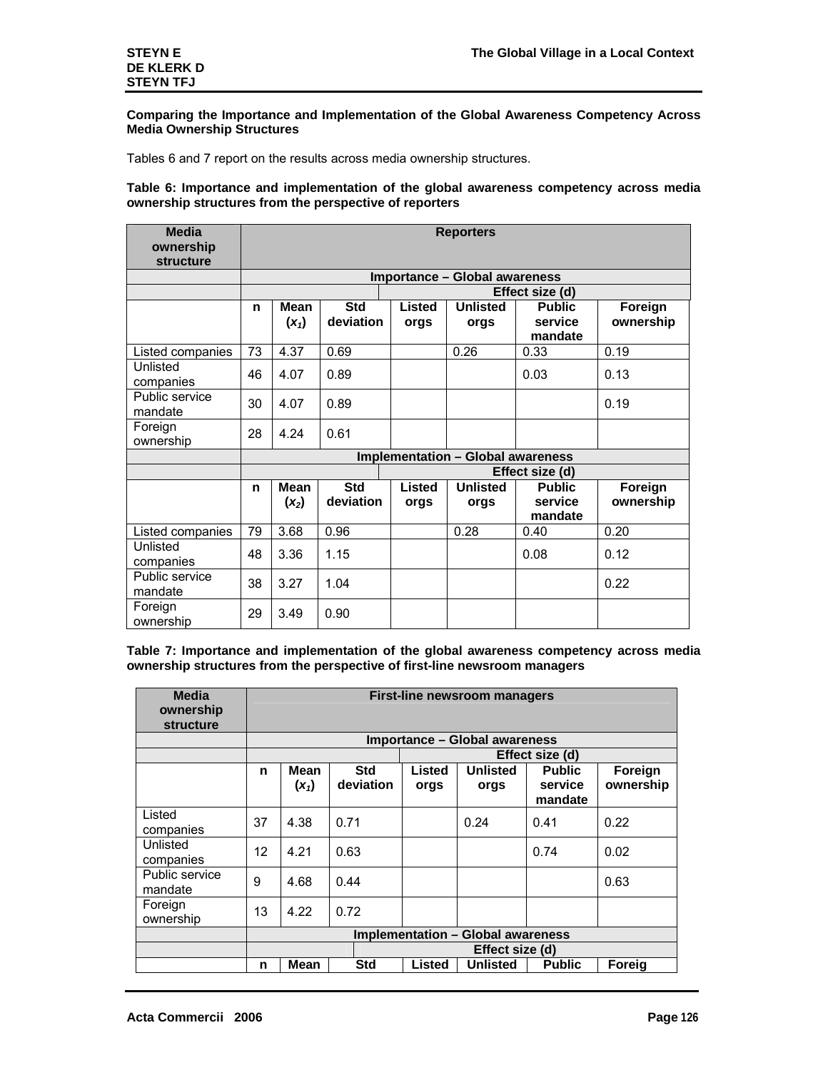**Comparing the Importance and Implementation of the Global Awareness Competency Across Media Ownership Structures**

Tables 6 and 7 report on the results across media ownership structures.

**Table 6: Importance and implementation of the global awareness competency across media ownership structures from the perspective of reporters**

| Media ownership structure | Reporters | | | | | | |
|---|---|---|---|---|---|---|---|
| | Importance – Global awareness | | | | | | |
| | | | | Effect size (d) | | | |
| | n | Mean ($x_1$) | Std deviation | Listed orgs | Unlisted orgs | Public service mandate | Foreign ownership |
| Listed companies | 73 | 4.37 | 0.69 | | 0.26 | 0.33 | 0.19 |
| Unlisted companies | 46 | 4.07 | 0.89 | | | 0.03 | 0.13 |
| Public service mandate | 30 | 4.07 | 0.89 | | | | 0.19 |
| Foreign ownership | 28 | 4.24 | 0.61 | | | | |
| | Implementation – Global awareness | | | | | | |
| | | | | Effect size (d) | | | |
| | n | Mean ($x_2$) | Std deviation | Listed orgs | Unlisted orgs | Public service mandate | Foreign ownership |
| Listed companies | 79 | 3.68 | 0.96 | | 0.28 | 0.40 | 0.20 |
| Unlisted companies | 48 | 3.36 | 1.15 | | | 0.08 | 0.12 |
| Public service mandate | 38 | 3.27 | 1.04 | | | | 0.22 |
| Foreign ownership | 29 | 3.49 | 0.90 | | | | |

**Table 7: Importance and implementation of the global awareness competency across media ownership structures from the perspective of first-line newsroom managers**

| Media ownership structure | First-line newsroom managers | | | | | | |
|---|---|---|---|---|---|---|---|
| | Importance – Global awareness | | | | | | |
| | | | | Effect size (d) | | | |
| | n | Mean ($x_1$) | Std deviation | Listed orgs | Unlisted orgs | Public service mandate | Foreign ownership |
| Listed companies | 37 | 4.38 | 0.71 | | 0.24 | 0.41 | 0.22 |
| Unlisted companies | 12 | 4.21 | 0.63 | | | 0.74 | 0.02 |
| Public service mandate | 9 | 4.68 | 0.44 | | | | 0.63 |
| Foreign ownership | 13 | 4.22 | 0.72 | | | | |
| | Implementation – Global awareness | | | | | | |
| | | | | Effect size (d) | | | |
| | n | Mean | Std | Listed | Unlisted | Public | Foreig |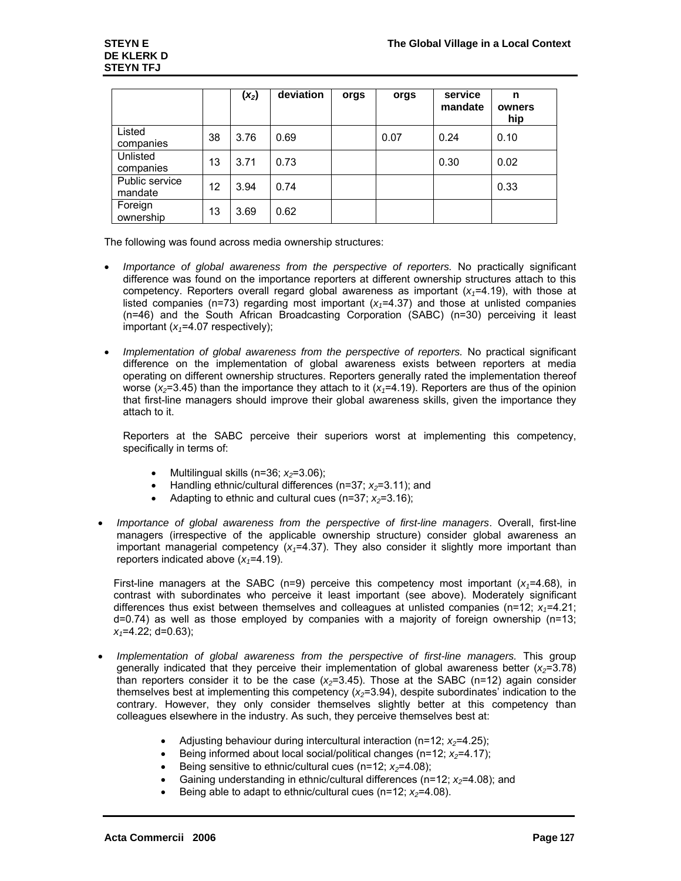| | | $(x_2)$ | deviation | orgs | orgs | service mandate | n ownership |
|---|---|---|---|---|---|---|---|
| Listed companies | 38 | 3.76 | 0.69 | | 0.07 | 0.24 | 0.10 |
| Unlisted companies | 13 | 3.71 | 0.73 | | | 0.30 | 0.02 |
| Public service mandate | 12 | 3.94 | 0.74 | | | | 0.33 |
| Foreign ownership | 13 | 3.69 | 0.62 | | | | |

The following was found across media ownership structures:

- *Importance of global awareness from the perspective of reporters.* No practically significant difference was found on the importance reporters at different ownership structures attach to this competency. Reporters overall regard global awareness as important ($x_1$=4.19), with those at listed companies (n=73) regarding most important ($x_1$=4.37) and those at unlisted companies (n=46) and the South African Broadcasting Corporation (SABC) (n=30) perceiving it least important ($x_1$=4.07 respectively);

- *Implementation of global awareness from the perspective of reporters.* No practical significant difference on the implementation of global awareness exists between reporters at media operating on different ownership structures. Reporters generally rated the implementation thereof worse ($x_2$=3.45) than the importance they attach to it ($x_1$=4.19). Reporters are thus of the opinion that first-line managers should improve their global awareness skills, given the importance they attach to it.

  Reporters at the SABC perceive their superiors worst at implementing this competency, specifically in terms of:

  - Multilingual skills (n=36; $x_2$=3.06);
  - Handling ethnic/cultural differences (n=37; $x_2$=3.11); and
  - Adapting to ethnic and cultural cues (n=37; $x_2$=3.16);

- *Importance of global awareness from the perspective of first-line managers*. Overall, first-line managers (irrespective of the applicable ownership structure) consider global awareness an important managerial competency ($x_1$=4.37). They also consider it slightly more important than reporters indicated above ($x_1$=4.19).

  First-line managers at the SABC (n=9) perceive this competency most important ($x_1$=4.68), in contrast with subordinates who perceive it least important (see above). Moderately significant differences thus exist between themselves and colleagues at unlisted companies (n=12; $x_1$=4.21; d=0.74) as well as those employed by companies with a majority of foreign ownership (n=13; $x_1$=4.22; d=0.63);

- *Implementation of global awareness from the perspective of first-line managers.* This group generally indicated that they perceive their implementation of global awareness better ($x_2$=3.78) than reporters consider it to be the case ($x_2$=3.45). Those at the SABC (n=12) again consider themselves best at implementing this competency ($x_2$=3.94), despite subordinates' indication to the contrary. However, they only consider themselves slightly better at this competency than colleagues elsewhere in the industry. As such, they perceive themselves best at:

  - Adjusting behaviour during intercultural interaction (n=12; $x_2$=4.25);
  - Being informed about local social/political changes (n=12; $x_2$=4.17);
  - Being sensitive to ethnic/cultural cues (n=12; $x_2$=4.08);
  - Gaining understanding in ethnic/cultural differences (n=12; $x_2$=4.08); and
  - Being able to adapt to ethnic/cultural cues (n=12; $x_2$=4.08).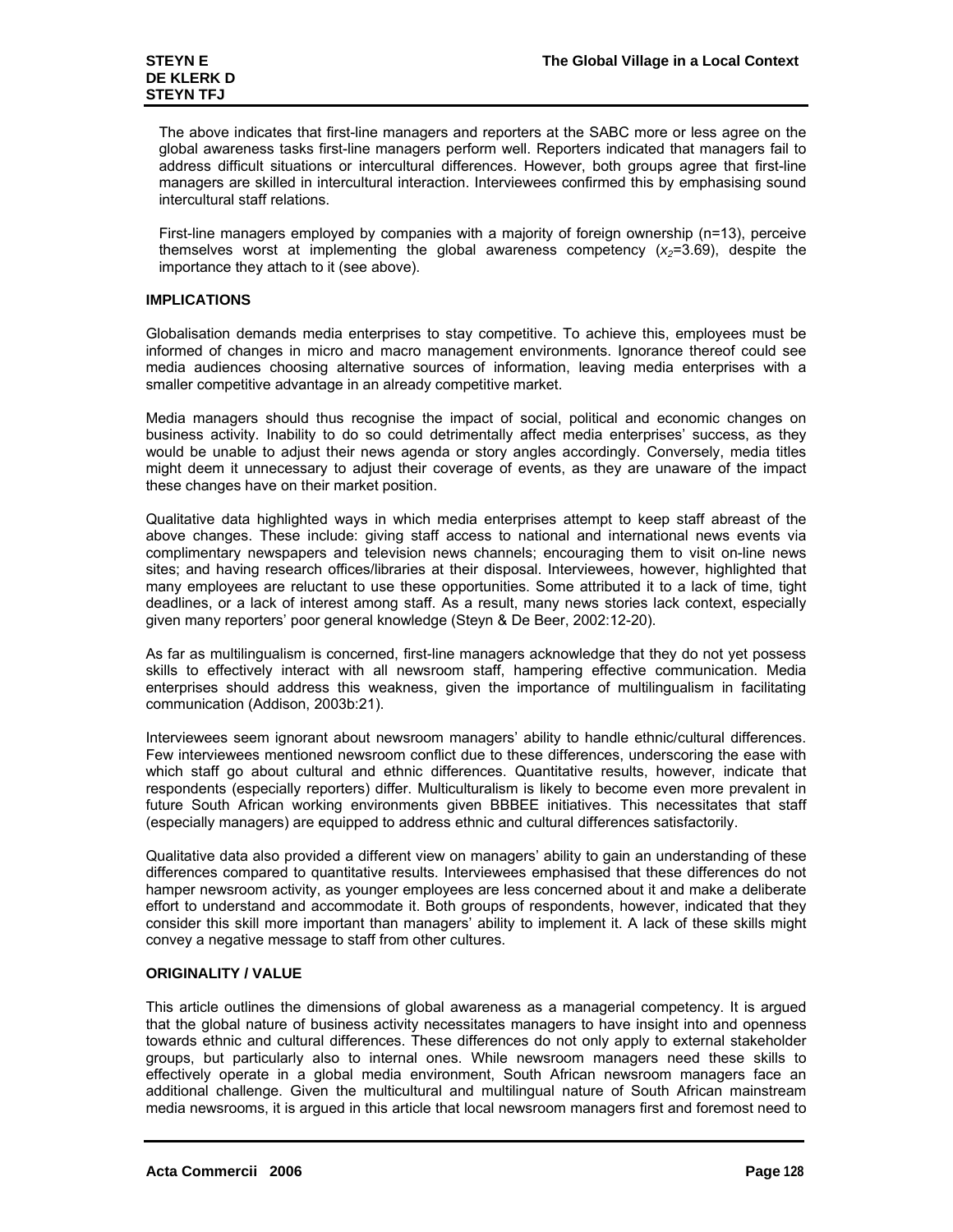The above indicates that first-line managers and reporters at the SABC more or less agree on the global awareness tasks first-line managers perform well. Reporters indicated that managers fail to address difficult situations or intercultural differences. However, both groups agree that first-line managers are skilled in intercultural interaction. Interviewees confirmed this by emphasising sound intercultural staff relations.

First-line managers employed by companies with a majority of foreign ownership (n=13), perceive themselves worst at implementing the global awareness competency ($x_2$=3.69), despite the importance they attach to it (see above).

## IMPLICATIONS

Globalisation demands media enterprises to stay competitive. To achieve this, employees must be informed of changes in micro and macro management environments. Ignorance thereof could see media audiences choosing alternative sources of information, leaving media enterprises with a smaller competitive advantage in an already competitive market.

Media managers should thus recognise the impact of social, political and economic changes on business activity. Inability to do so could detrimentally affect media enterprises' success, as they would be unable to adjust their news agenda or story angles accordingly. Conversely, media titles might deem it unnecessary to adjust their coverage of events, as they are unaware of the impact these changes have on their market position.

Qualitative data highlighted ways in which media enterprises attempt to keep staff abreast of the above changes. These include: giving staff access to national and international news events via complimentary newspapers and television news channels; encouraging them to visit on-line news sites; and having research offices/libraries at their disposal. Interviewees, however, highlighted that many employees are reluctant to use these opportunities. Some attributed it to a lack of time, tight deadlines, or a lack of interest among staff. As a result, many news stories lack context, especially given many reporters' poor general knowledge (Steyn & De Beer, 2002:12-20).

As far as multilingualism is concerned, first-line managers acknowledge that they do not yet possess skills to effectively interact with all newsroom staff, hampering effective communication. Media enterprises should address this weakness, given the importance of multilingualism in facilitating communication (Addison, 2003b:21).

Interviewees seem ignorant about newsroom managers' ability to handle ethnic/cultural differences. Few interviewees mentioned newsroom conflict due to these differences, underscoring the ease with which staff go about cultural and ethnic differences. Quantitative results, however, indicate that respondents (especially reporters) differ. Multiculturalism is likely to become even more prevalent in future South African working environments given BBBEE initiatives. This necessitates that staff (especially managers) are equipped to address ethnic and cultural differences satisfactorily.

Qualitative data also provided a different view on managers' ability to gain an understanding of these differences compared to quantitative results. Interviewees emphasised that these differences do not hamper newsroom activity, as younger employees are less concerned about it and make a deliberate effort to understand and accommodate it. Both groups of respondents, however, indicated that they consider this skill more important than managers' ability to implement it. A lack of these skills might convey a negative message to staff from other cultures.

## ORIGINALITY / VALUE

This article outlines the dimensions of global awareness as a managerial competency. It is argued that the global nature of business activity necessitates managers to have insight into and openness towards ethnic and cultural differences. These differences do not only apply to external stakeholder groups, but particularly also to internal ones. While newsroom managers need these skills to effectively operate in a global media environment, South African newsroom managers face an additional challenge. Given the multicultural and multilingual nature of South African mainstream media newsrooms, it is argued in this article that local newsroom managers first and foremost need to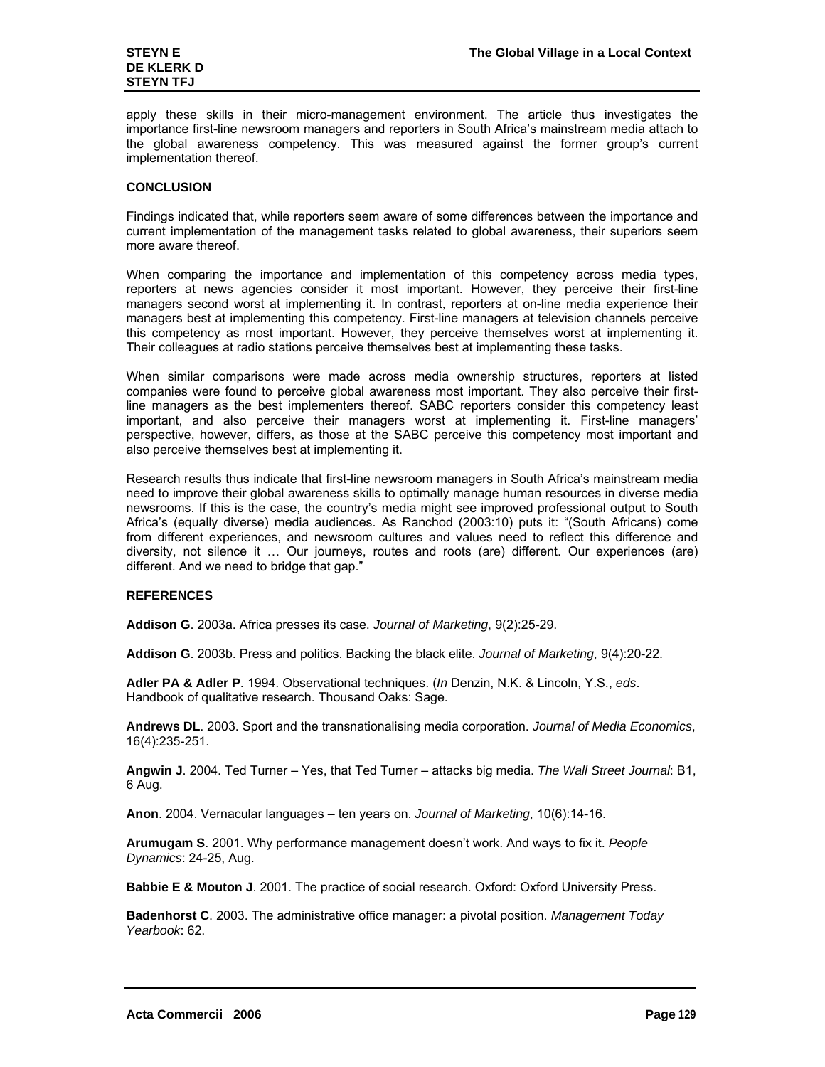apply these skills in their micro-management environment. The article thus investigates the importance first-line newsroom managers and reporters in South Africa's mainstream media attach to the global awareness competency. This was measured against the former group's current implementation thereof.

## CONCLUSION

Findings indicated that, while reporters seem aware of some differences between the importance and current implementation of the management tasks related to global awareness, their superiors seem more aware thereof.

When comparing the importance and implementation of this competency across media types, reporters at news agencies consider it most important. However, they perceive their first-line managers second worst at implementing it. In contrast, reporters at on-line media experience their managers best at implementing this competency. First-line managers at television channels perceive this competency as most important. However, they perceive themselves worst at implementing it. Their colleagues at radio stations perceive themselves best at implementing these tasks.

When similar comparisons were made across media ownership structures, reporters at listed companies were found to perceive global awareness most important. They also perceive their first-line managers as the best implementers thereof. SABC reporters consider this competency least important, and also perceive their managers worst at implementing it. First-line managers' perspective, however, differs, as those at the SABC perceive this competency most important and also perceive themselves best at implementing it.

Research results thus indicate that first-line newsroom managers in South Africa's mainstream media need to improve their global awareness skills to optimally manage human resources in diverse media newsrooms. If this is the case, the country's media might see improved professional output to South Africa's (equally diverse) media audiences. As Ranchod (2003:10) puts it: "(South Africans) come from different experiences, and newsroom cultures and values need to reflect this difference and diversity, not silence it … Our journeys, routes and roots (are) different. Our experiences (are) different. And we need to bridge that gap."

## REFERENCES

**Addison G**. 2003a. Africa presses its case. *Journal of Marketing*, 9(2):25-29.

**Addison G**. 2003b. Press and politics. Backing the black elite. *Journal of Marketing*, 9(4):20-22.

**Adler PA & Adler P**. 1994. Observational techniques. (*In* Denzin, N.K. & Lincoln, Y.S., *eds*. Handbook of qualitative research. Thousand Oaks: Sage.

**Andrews DL**. 2003. Sport and the transnationalising media corporation. *Journal of Media Economics*, 16(4):235-251.

**Angwin J**. 2004. Ted Turner – Yes, that Ted Turner – attacks big media. *The Wall Street Journal*: B1, 6 Aug.

**Anon**. 2004. Vernacular languages – ten years on. *Journal of Marketing*, 10(6):14-16.

**Arumugam S**. 2001. Why performance management doesn't work. And ways to fix it. *People Dynamics*: 24-25, Aug.

**Babbie E & Mouton J**. 2001. The practice of social research. Oxford: Oxford University Press.

**Badenhorst C**. 2003. The administrative office manager: a pivotal position. *Management Today Yearbook*: 62.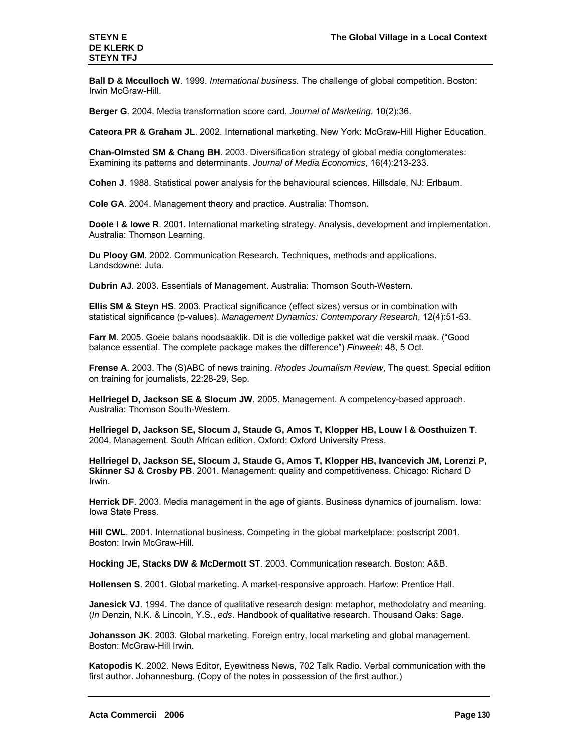**Ball D & Mcculloch W**. 1999. *International business.* The challenge of global competition. Boston: Irwin McGraw-Hill.

**Berger G**. 2004. Media transformation score card. *Journal of Marketing*, 10(2):36.

**Cateora PR & Graham JL**. 2002. International marketing. New York: McGraw-Hill Higher Education.

**Chan-Olmsted SM & Chang BH**. 2003. Diversification strategy of global media conglomerates: Examining its patterns and determinants. *Journal of Media Economics*, 16(4):213-233.

**Cohen J**. 1988. Statistical power analysis for the behavioural sciences. Hillsdale, NJ: Erlbaum.

**Cole GA**. 2004. Management theory and practice. Australia: Thomson.

**Doole I & lowe R**. 2001. International marketing strategy. Analysis, development and implementation. Australia: Thomson Learning.

**Du Plooy GM**. 2002. Communication Research. Techniques, methods and applications. Landsdowne: Juta.

**Dubrin AJ**. 2003. Essentials of Management. Australia: Thomson South-Western.

**Ellis SM & Steyn HS**. 2003. Practical significance (effect sizes) versus or in combination with statistical significance (p-values). *Management Dynamics: Contemporary Research*, 12(4):51-53.

**Farr M**. 2005. Goeie balans noodsaaklik. Dit is die volledige pakket wat die verskil maak. ("Good balance essential. The complete package makes the difference") *Finweek*: 48, 5 Oct.

**Frense A**. 2003. The (S)ABC of news training. *Rhodes Journalism Review*, The quest. Special edition on training for journalists, 22:28-29, Sep.

**Hellriegel D, Jackson SE & Slocum JW**. 2005. Management. A competency-based approach. Australia: Thomson South-Western.

**Hellriegel D, Jackson SE, Slocum J, Staude G, Amos T, Klopper HB, Louw l & Oosthuizen T**. 2004. Management. South African edition. Oxford: Oxford University Press.

**Hellriegel D, Jackson SE, Slocum J, Staude G, Amos T, Klopper HB, Ivancevich JM, Lorenzi P, Skinner SJ & Crosby PB**. 2001. Management: quality and competitiveness. Chicago: Richard D Irwin.

**Herrick DF**. 2003. Media management in the age of giants. Business dynamics of journalism. Iowa: Iowa State Press.

**Hill CWL**. 2001. International business. Competing in the global marketplace: postscript 2001. Boston: Irwin McGraw-Hill.

**Hocking JE, Stacks DW & McDermott ST**. 2003. Communication research. Boston: A&B.

**Hollensen S**. 2001. Global marketing. A market-responsive approach. Harlow: Prentice Hall.

**Janesick VJ**. 1994. The dance of qualitative research design: metaphor, methodolatry and meaning. (*In* Denzin, N.K. & Lincoln, Y.S., *eds*. Handbook of qualitative research. Thousand Oaks: Sage.

**Johansson JK**. 2003. Global marketing. Foreign entry, local marketing and global management. Boston: McGraw-Hill Irwin.

**Katopodis K**. 2002. News Editor, Eyewitness News, 702 Talk Radio. Verbal communication with the first author. Johannesburg. (Copy of the notes in possession of the first author.)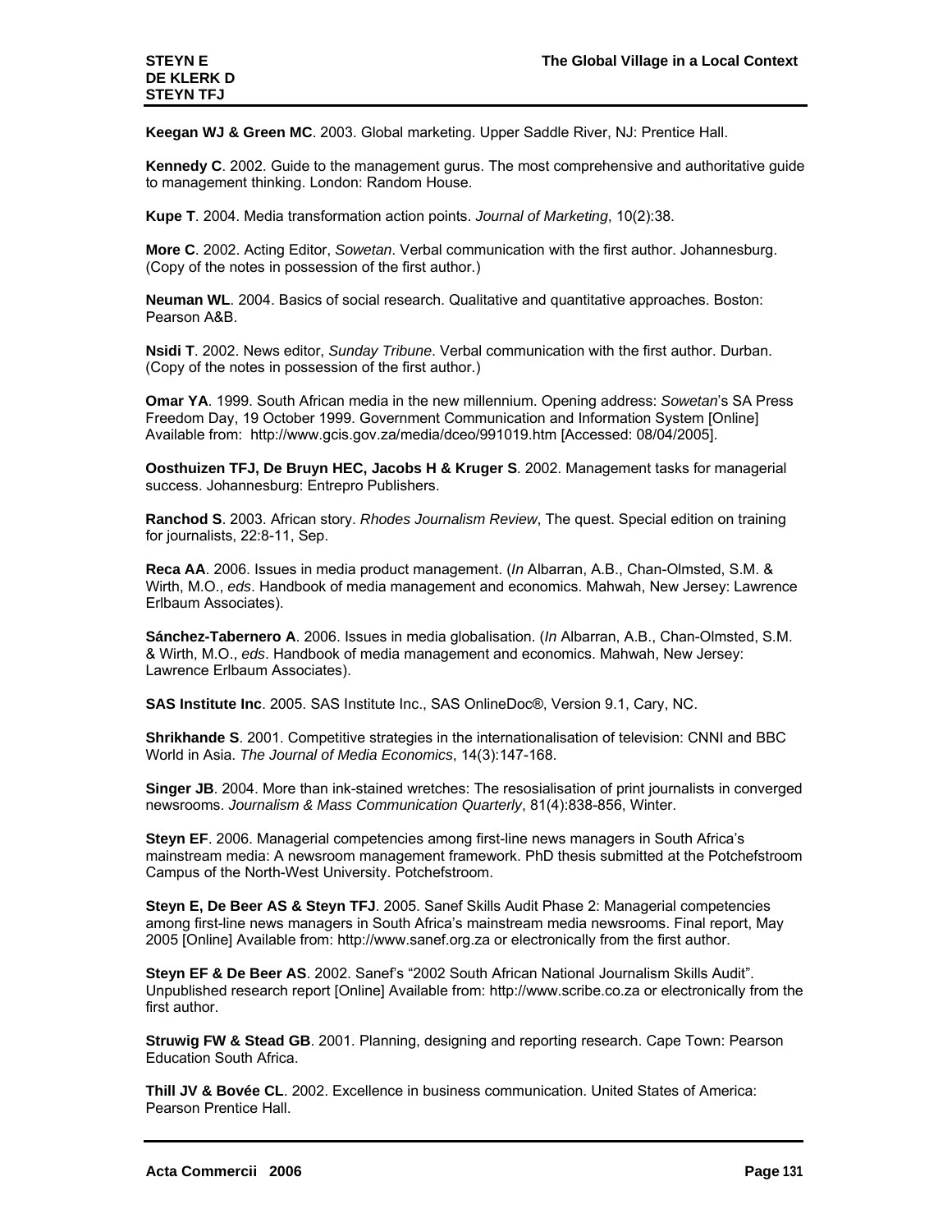**Keegan WJ & Green MC**. 2003. Global marketing. Upper Saddle River, NJ: Prentice Hall.

**Kennedy C**. 2002. Guide to the management gurus. The most comprehensive and authoritative guide to management thinking. London: Random House.

**Kupe T**. 2004. Media transformation action points. *Journal of Marketing*, 10(2):38.

**More C**. 2002. Acting Editor, *Sowetan*. Verbal communication with the first author. Johannesburg. (Copy of the notes in possession of the first author.)

**Neuman WL**. 2004. Basics of social research. Qualitative and quantitative approaches. Boston: Pearson A&B.

**Nsidi T**. 2002. News editor, *Sunday Tribune*. Verbal communication with the first author. Durban. (Copy of the notes in possession of the first author.)

**Omar YA**. 1999. South African media in the new millennium. Opening address: *Sowetan*'s SA Press Freedom Day, 19 October 1999. Government Communication and Information System [Online] Available from: http://www.gcis.gov.za/media/dceo/991019.htm [Accessed: 08/04/2005].

**Oosthuizen TFJ, De Bruyn HEC, Jacobs H & Kruger S**. 2002. Management tasks for managerial success. Johannesburg: Entrepro Publishers.

**Ranchod S**. 2003. African story. *Rhodes Journalism Review*, The quest. Special edition on training for journalists, 22:8-11, Sep.

**Reca AA**. 2006. Issues in media product management. (*In* Albarran, A.B., Chan-Olmsted, S.M. & Wirth, M.O., *eds*. Handbook of media management and economics. Mahwah, New Jersey: Lawrence Erlbaum Associates).

**Sánchez-Tabernero A**. 2006. Issues in media globalisation. (*In* Albarran, A.B., Chan-Olmsted, S.M. & Wirth, M.O., *eds*. Handbook of media management and economics. Mahwah, New Jersey: Lawrence Erlbaum Associates).

**SAS Institute Inc**. 2005. SAS Institute Inc., SAS OnlineDoc®, Version 9.1, Cary, NC.

**Shrikhande S**. 2001. Competitive strategies in the internationalisation of television: CNNI and BBC World in Asia. *The Journal of Media Economics*, 14(3):147-168.

**Singer JB**. 2004. More than ink-stained wretches: The resosialisation of print journalists in converged newsrooms. *Journalism & Mass Communication Quarterly*, 81(4):838-856, Winter.

**Steyn EF**. 2006. Managerial competencies among first-line news managers in South Africa's mainstream media: A newsroom management framework. PhD thesis submitted at the Potchefstroom Campus of the North-West University. Potchefstroom.

**Steyn E, De Beer AS & Steyn TFJ**. 2005. Sanef Skills Audit Phase 2: Managerial competencies among first-line news managers in South Africa's mainstream media newsrooms. Final report, May 2005 [Online] Available from: http://www.sanef.org.za or electronically from the first author.

**Steyn EF & De Beer AS**. 2002. Sanef's "2002 South African National Journalism Skills Audit". Unpublished research report [Online] Available from: http://www.scribe.co.za or electronically from the first author.

**Struwig FW & Stead GB**. 2001. Planning, designing and reporting research. Cape Town: Pearson Education South Africa.

**Thill JV & Bovée CL**. 2002. Excellence in business communication. United States of America: Pearson Prentice Hall.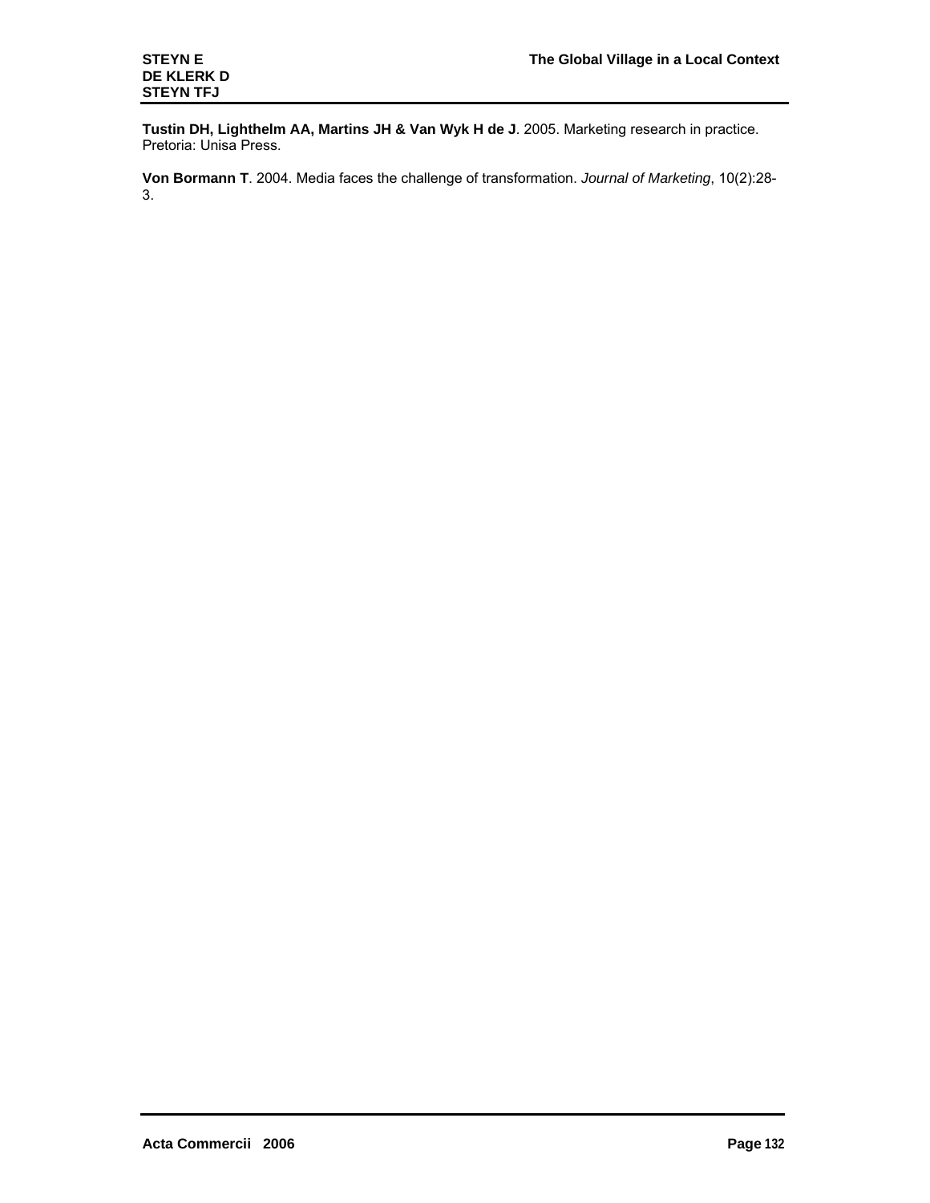**Tustin DH, Lighthelm AA, Martins JH & Van Wyk H de J**. 2005. Marketing research in practice. Pretoria: Unisa Press.

**Von Bormann T**. 2004. Media faces the challenge of transformation. *Journal of Marketing*, 10(2):28-3.